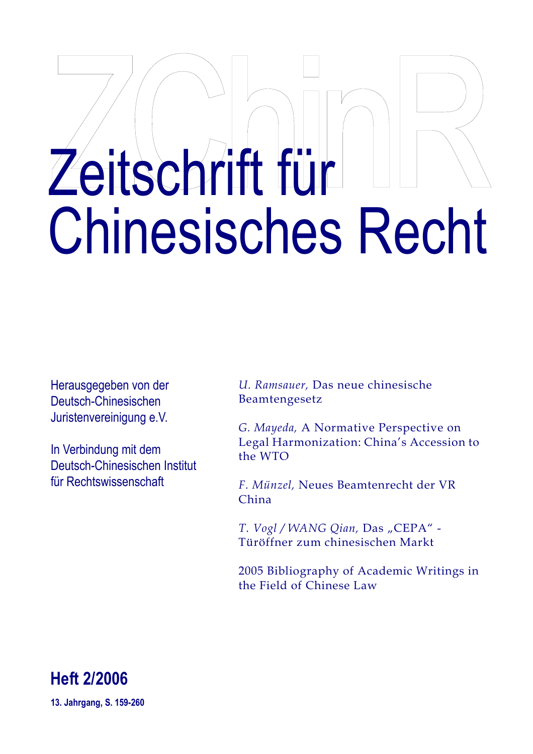# Zeitschrift für Chinesisches Recht

Herausgegeben von der Deutsch-Chinesischen Juristenvereinigung e.V.

In Verbindung mit dem Deutsch-Chinesischen Institut für Rechtswissenschaft

*U. Ramsauer,* Das neue chinesische Beamtengesetz

*G. Mayeda,* A Normative Perspective on Legal Harmonization: China's Accession to the WTO

*F. Münzel,* Neues Beamtenrecht der VR China

*T. Vogl / WANG Qian,* Das „CEPA" - Türöffner zum chinesischen Markt

2005 Bibliography of Academic Writings in the Field of Chinese Law

**Heft 2/2006**

**13. Jahrgang, S. 159-260**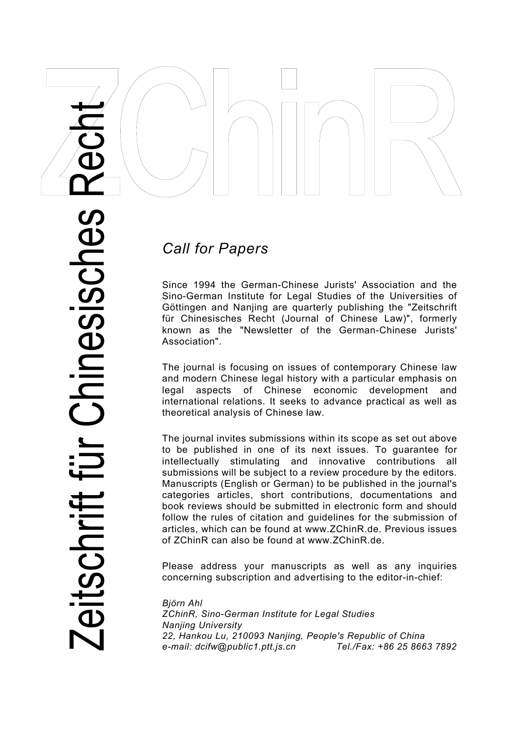# ZChinR

Zeitschrift für Chinesisches Recht

## *Call for Papers*

Since 1994 the German-Chinese Jurists' Association and the Sino-German Institute for Legal Studies of the Universities of Göttingen and Nanjing are quarterly publishing the "Zeitschrift für Chinesisches Recht (Journal of Chinese Law)", formerly known as the "Newsletter of the German-Chinese Jurists' Association".

The journal is focusing on issues of contemporary Chinese law and modern Chinese legal history with a particular emphasis on legal aspects of Chinese economic development and international relations. It seeks to advance practical as well as theoretical analysis of Chinese law.

The journal invites submissions within its scope as set out above to be published in one of its next issues. To guarantee for intellectually stimulating and innovative contributions all submissions will be subject to a review procedure by the editors. Manuscripts (English or German) to be published in the journal's categories articles, short contributions, documentations and book reviews should be submitted in electronic form and should follow the rules of citation and guidelines for the submission of articles, which can be found at www.ZChinR.de. Previous issues of ZChinR can also be found at www.ZChinR.de.

Please address your manuscripts as well as any inquiries concerning subscription and advertising to the editor-in-chief:

*Björn Ahl*  
*ZChinR, Sino-German Institute for Legal Studies*  
*Nanjing University*  
*22, Hankou Lu, 210093 Nanjing, People's Republic of China*  
*e-mail: dcifw@public1.ptt.js.cn Tel./Fax: +86 25 8663 7892*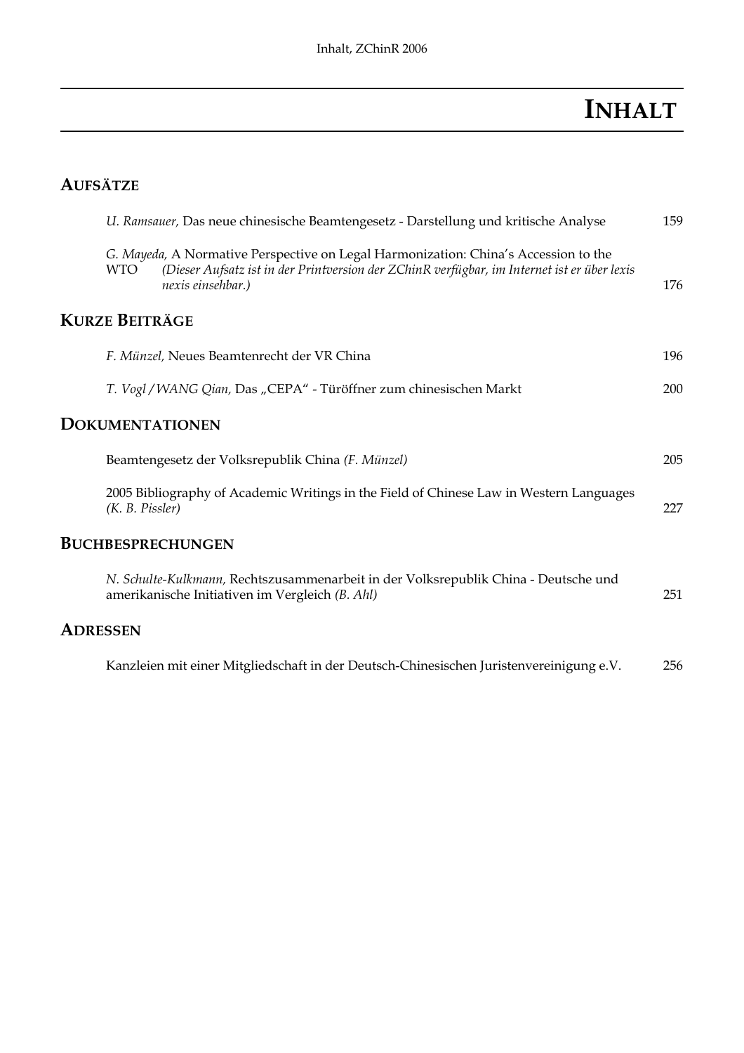# INHALT

## AUFSÄTZE

*U. Ramsauer,* Das neue chinesische Beamtengesetz - Darstellung und kritische Analyse 159

*G. Mayeda,* A Normative Perspective on Legal Harmonization: China's Accession to the WTO *(Dieser Aufsatz ist in der Printversion der ZChinR verfügbar, im Internet ist er über lexis nexis einsehbar.)* 176

## KURZE BEITRÄGE

*F. Münzel,* Neues Beamtenrecht der VR China 196

*T. Vogl/WANG Qian,* Das „CEPA" - Türöffner zum chinesischen Markt 200

## DOKUMENTATIONEN

Beamtengesetz der Volksrepublik China *(F. Münzel)* 205

2005 Bibliography of Academic Writings in the Field of Chinese Law in Western Languages *(K. B. Pissler)* 227

## BUCHBESPRECHUNGEN

*N. Schulte-Kulkmann,* Rechtszusammenarbeit in der Volksrepublik China - Deutsche und amerikanische Initiativen im Vergleich *(B. Ahl)* 251

## ADRESSEN

Kanzleien mit einer Mitgliedschaft in der Deutsch-Chinesischen Juristenvereinigung e.V. 256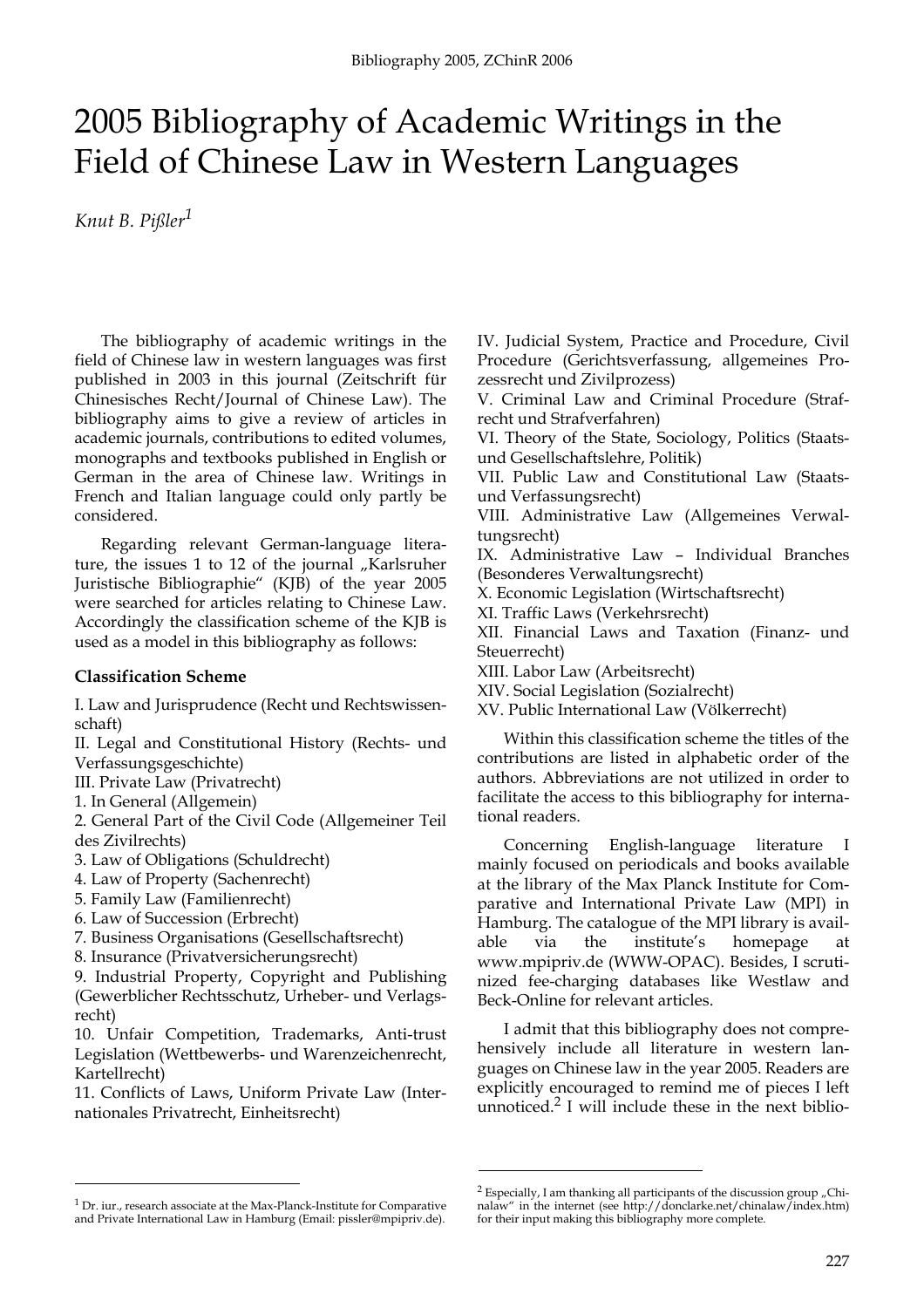# 2005 Bibliography of Academic Writings in the Field of Chinese Law in Western Languages

*Knut B. Pißler*[1]

The bibliography of academic writings in the field of Chinese law in western languages was first published in 2003 in this journal (Zeitschrift für Chinesisches Recht/Journal of Chinese Law). The bibliography aims to give a review of articles in academic journals, contributions to edited volumes, monographs and textbooks published in English or German in the area of Chinese law. Writings in French and Italian language could only partly be considered.

Regarding relevant German-language literature, the issues 1 to 12 of the journal „Karlsruher Juristische Bibliographie" (KJB) of the year 2005 were searched for articles relating to Chinese Law. Accordingly the classification scheme of the KJB is used as a model in this bibliography as follows:

**Classification Scheme**

I. Law and Jurisprudence (Recht und Rechtswissenschaft)
II. Legal and Constitutional History (Rechts- und Verfassungsgeschichte)
III. Private Law (Privatrecht)
1. In General (Allgemein)
2. General Part of the Civil Code (Allgemeiner Teil des Zivilrechts)
3. Law of Obligations (Schuldrecht)
4. Law of Property (Sachenrecht)
5. Family Law (Familienrecht)
6. Law of Succession (Erbrecht)
7. Business Organisations (Gesellschaftsrecht)
8. Insurance (Privatversicherungsrecht)
9. Industrial Property, Copyright and Publishing (Gewerblicher Rechtsschutz, Urheber- und Verlagsrecht)
10. Unfair Competition, Trademarks, Anti-trust Legislation (Wettbewerbs- und Warenzeichenrecht, Kartellrecht)
11. Conflicts of Laws, Uniform Private Law (Internationales Privatrecht, Einheitsrecht)
IV. Judicial System, Practice and Procedure, Civil Procedure (Gerichtsverfassung, allgemeines Prozessrecht und Zivilprozess)
V. Criminal Law and Criminal Procedure (Strafrecht und Strafverfahren)
VI. Theory of the State, Sociology, Politics (Staats- und Gesellschaftslehre, Politik)
VII. Public Law and Constitutional Law (Staats- und Verfassungsrecht)
VIII. Administrative Law (Allgemeines Verwaltungsrecht)
IX. Administrative Law – Individual Branches (Besonderes Verwaltungsrecht)
X. Economic Legislation (Wirtschaftsrecht)
XI. Traffic Laws (Verkehrsrecht)
XII. Financial Laws and Taxation (Finanz- und Steuerrecht)
XIII. Labor Law (Arbeitsrecht)
XIV. Social Legislation (Sozialrecht)
XV. Public International Law (Völkerrecht)

Within this classification scheme the titles of the contributions are listed in alphabetic order of the authors. Abbreviations are not utilized in order to facilitate the access to this bibliography for international readers.

Concerning English-language literature I mainly focused on periodicals and books available at the library of the Max Planck Institute for Comparative and International Private Law (MPI) in Hamburg. The catalogue of the MPI library is available via the institute's homepage at www.mpipriv.de (WWW-OPAC). Besides, I scrutinized fee-charging databases like Westlaw and Beck-Online for relevant articles.

I admit that this bibliography does not comprehensively include all literature in western languages on Chinese law in the year 2005. Readers are explicitly encouraged to remind me of pieces I left unnoticed.[2] I will include these in the next biblio-

---

[1] Dr. iur., research associate at the Max-Planck-Institute for Comparative and Private International Law in Hamburg (Email: pissler@mpipriv.de).

[2] Especially, I am thanking all participants of the discussion group „Chinalaw" in the internet (see http://donclarke.net/chinalaw/index.htm) for their input making this bibliography more complete.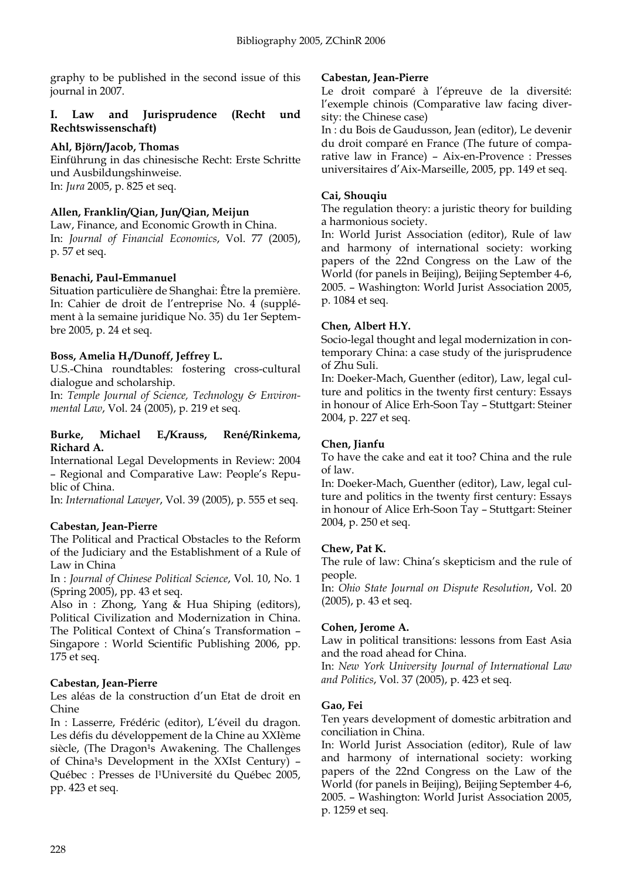graphy to be published in the second issue of this journal in 2007.

## I. Law and Jurisprudence (Recht und Rechtswissenschaft)

**Ahl, Björn/Jacob, Thomas**
Einführung in das chinesische Recht: Erste Schritte und Ausbildungshinweise.
In: *Jura* 2005, p. 825 et seq.

**Allen, Franklin/Qian, Jun/Qian, Meijun**
Law, Finance, and Economic Growth in China.
In: *Journal of Financial Economics*, Vol. 77 (2005), p. 57 et seq.

**Benachi, Paul-Emmanuel**
Situation particulière de Shanghai: Être la première.
In: Cahier de droit de l'entreprise No. 4 (supplément à la semaine juridique No. 35) du 1er Septembre 2005, p. 24 et seq.

**Boss, Amelia H./Dunoff, Jeffrey L.**
U.S.-China roundtables: fostering cross-cultural dialogue and scholarship.
In: *Temple Journal of Science, Technology & Environmental Law*, Vol. 24 (2005), p. 219 et seq.

**Burke, Michael E./Krauss, René/Rinkema, Richard A.**
International Legal Developments in Review: 2004 – Regional and Comparative Law: People's Republic of China.
In: *International Lawyer*, Vol. 39 (2005), p. 555 et seq.

**Cabestan, Jean-Pierre**
The Political and Practical Obstacles to the Reform of the Judiciary and the Establishment of a Rule of Law in China
In : *Journal of Chinese Political Science*, Vol. 10, No. 1 (Spring 2005), pp. 43 et seq.
Also in : Zhong, Yang & Hua Shiping (editors), Political Civilization and Modernization in China. The Political Context of China's Transformation – Singapore : World Scientific Publishing 2006, pp. 175 et seq.

**Cabestan, Jean-Pierre**
Les aléas de la construction d'un Etat de droit en Chine
In : Lasserre, Frédéric (editor), L'éveil du dragon. Les défis du développement de la Chine au XXIème siècle, (The Dragon¹s Awakening. The Challenges of China¹s Development in the XXIst Century) – Québec : Presses de l¹Université du Québec 2005, pp. 423 et seq.

**Cabestan, Jean-Pierre**
Le droit comparé à l'épreuve de la diversité: l'exemple chinois (Comparative law facing diversity: the Chinese case)
In : du Bois de Gaudusson, Jean (editor), Le devenir du droit comparé en France (The future of comparative law in France) – Aix-en-Provence : Presses universitaires d'Aix-Marseille, 2005, pp. 149 et seq.

**Cai, Shouqiu**
The regulation theory: a juristic theory for building a harmonious society.
In: World Jurist Association (editor), Rule of law and harmony of international society: working papers of the 22nd Congress on the Law of the World (for panels in Beijing), Beijing September 4-6, 2005. – Washington: World Jurist Association 2005, p. 1084 et seq.

**Chen, Albert H.Y.**
Socio-legal thought and legal modernization in contemporary China: a case study of the jurisprudence of Zhu Suli.
In: Doeker-Mach, Guenther (editor), Law, legal culture and politics in the twenty first century: Essays in honour of Alice Erh-Soon Tay – Stuttgart: Steiner 2004, p. 227 et seq.

**Chen, Jianfu**
To have the cake and eat it too? China and the rule of law.
In: Doeker-Mach, Guenther (editor), Law, legal culture and politics in the twenty first century: Essays in honour of Alice Erh-Soon Tay – Stuttgart: Steiner 2004, p. 250 et seq.

**Chew, Pat K.**
The rule of law: China's skepticism and the rule of people.
In: *Ohio State Journal on Dispute Resolution*, Vol. 20 (2005), p. 43 et seq.

**Cohen, Jerome A.**
Law in political transitions: lessons from East Asia and the road ahead for China.
In: *New York University Journal of International Law and Politics*, Vol. 37 (2005), p. 423 et seq.

**Gao, Fei**
Ten years development of domestic arbitration and conciliation in China.
In: World Jurist Association (editor), Rule of law and harmony of international society: working papers of the 22nd Congress on the Law of the World (for panels in Beijing), Beijing September 4-6, 2005. – Washington: World Jurist Association 2005, p. 1259 et seq.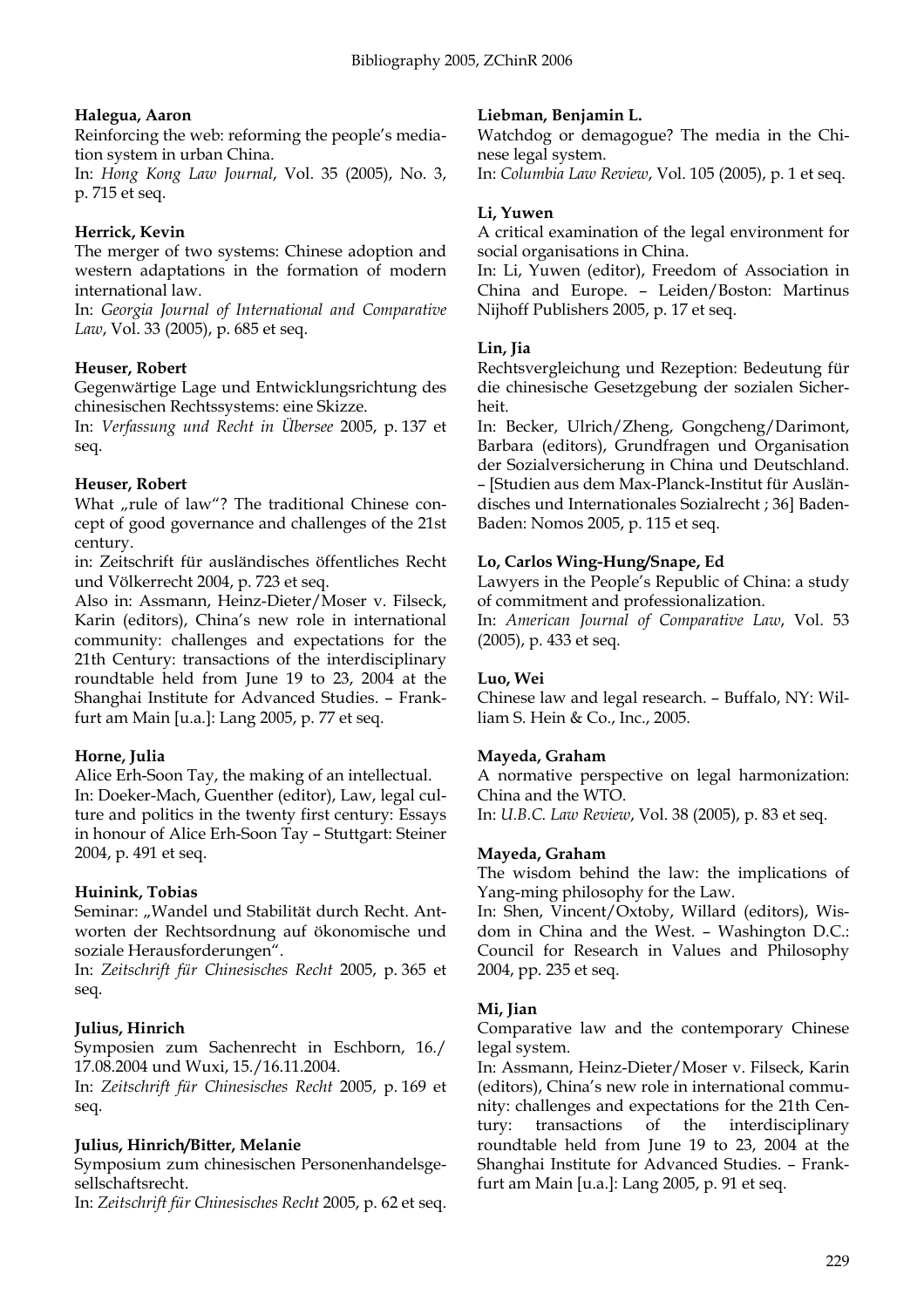**Halegua, Aaron**
Reinforcing the web: reforming the people's mediation system in urban China.
In: *Hong Kong Law Journal*, Vol. 35 (2005), No. 3, p. 715 et seq.

**Herrick, Kevin**
The merger of two systems: Chinese adoption and western adaptations in the formation of modern international law.
In: *Georgia Journal of International and Comparative Law*, Vol. 33 (2005), p. 685 et seq.

**Heuser, Robert**
Gegenwärtige Lage und Entwicklungsrichtung des chinesischen Rechtssystems: eine Skizze.
In: *Verfassung und Recht in Übersee* 2005, p. 137 et seq.

**Heuser, Robert**
What „rule of law"? The traditional Chinese concept of good governance and challenges of the 21st century.
in: Zeitschrift für ausländisches öffentliches Recht und Völkerrecht 2004, p. 723 et seq.
Also in: Assmann, Heinz-Dieter/Moser v. Filseck, Karin (editors), China's new role in international community: challenges and expectations for the 21th Century: transactions of the interdisciplinary roundtable held from June 19 to 23, 2004 at the Shanghai Institute for Advanced Studies. – Frankfurt am Main [u.a.]: Lang 2005, p. 77 et seq.

**Horne, Julia**
Alice Erh-Soon Tay, the making of an intellectual.
In: Doeker-Mach, Guenther (editor), Law, legal culture and politics in the twenty first century: Essays in honour of Alice Erh-Soon Tay – Stuttgart: Steiner 2004, p. 491 et seq.

**Huinink, Tobias**
Seminar: „Wandel und Stabilität durch Recht. Antworten der Rechtsordnung auf ökonomische und soziale Herausforderungen".
In: *Zeitschrift für Chinesisches Recht* 2005, p. 365 et seq.

**Julius, Hinrich**
Symposien zum Sachenrecht in Eschborn, 16./17.08.2004 und Wuxi, 15./16.11.2004.
In: *Zeitschrift für Chinesisches Recht* 2005, p. 169 et seq.

**Julius, Hinrich/Bitter, Melanie**
Symposium zum chinesischen Personenhandelsgesellschaftsrecht.
In: *Zeitschrift für Chinesisches Recht* 2005, p. 62 et seq.

**Liebman, Benjamin L.**
Watchdog or demagogue? The media in the Chinese legal system.
In: *Columbia Law Review*, Vol. 105 (2005), p. 1 et seq.

**Li, Yuwen**
A critical examination of the legal environment for social organisations in China.
In: Li, Yuwen (editor), Freedom of Association in China and Europe. – Leiden/Boston: Martinus Nijhoff Publishers 2005, p. 17 et seq.

**Lin, Jia**
Rechtsvergleichung und Rezeption: Bedeutung für die chinesische Gesetzgebung der sozialen Sicherheit.
In: Becker, Ulrich/Zheng, Gongcheng/Darimont, Barbara (editors), Grundfragen und Organisation der Sozialversicherung in China und Deutschland. – [Studien aus dem Max-Planck-Institut für Ausländisches und Internationales Sozialrecht ; 36] Baden-Baden: Nomos 2005, p. 115 et seq.

**Lo, Carlos Wing-Hung/Snape, Ed**
Lawyers in the People's Republic of China: a study of commitment and professionalization.
In: *American Journal of Comparative Law*, Vol. 53 (2005), p. 433 et seq.

**Luo, Wei**
Chinese law and legal research. – Buffalo, NY: William S. Hein & Co., Inc., 2005.

**Mayeda, Graham**
A normative perspective on legal harmonization: China and the WTO.
In: *U.B.C. Law Review*, Vol. 38 (2005), p. 83 et seq.

**Mayeda, Graham**
The wisdom behind the law: the implications of Yang-ming philosophy for the Law.
In: Shen, Vincent/Oxtoby, Willard (editors), Wisdom in China and the West. – Washington D.C.: Council for Research in Values and Philosophy 2004, pp. 235 et seq.

**Mi, Jian**
Comparative law and the contemporary Chinese legal system.
In: Assmann, Heinz-Dieter/Moser v. Filseck, Karin (editors), China's new role in international community: challenges and expectations for the 21th Century: transactions of the interdisciplinary roundtable held from June 19 to 23, 2004 at the Shanghai Institute for Advanced Studies. – Frankfurt am Main [u.a.]: Lang 2005, p. 91 et seq.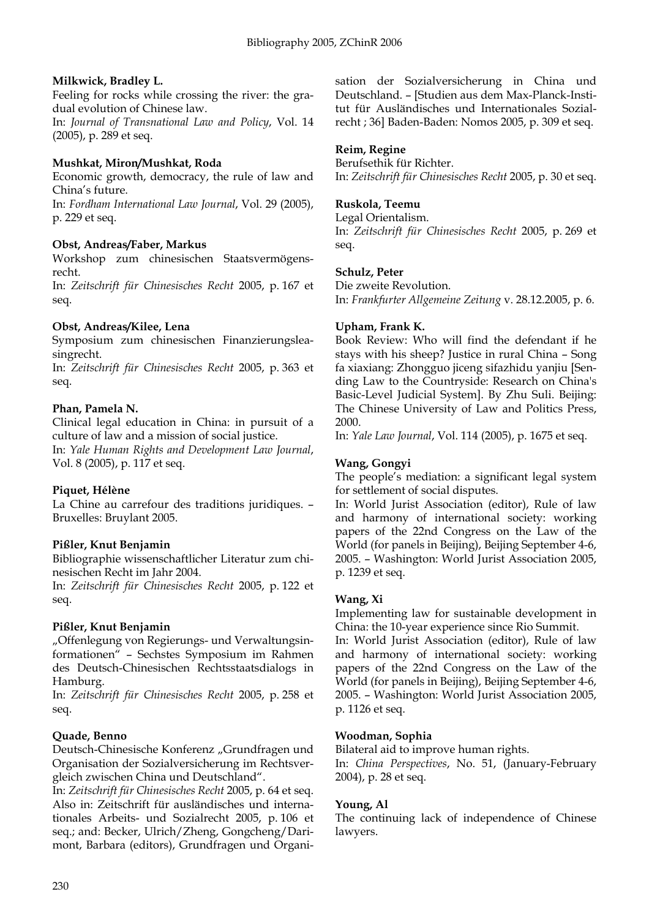**Milkwick, Bradley L.**

Feeling for rocks while crossing the river: the gradual evolution of Chinese law.

In: *Journal of Transnational Law and Policy*, Vol. 14 (2005), p. 289 et seq.

**Mushkat, Miron/Mushkat, Roda**

Economic growth, democracy, the rule of law and China's future.

In: *Fordham International Law Journal*, Vol. 29 (2005), p. 229 et seq.

**Obst, Andreas/Faber, Markus**

Workshop zum chinesischen Staatsvermögensrecht.

In: *Zeitschrift für Chinesisches Recht* 2005, p. 167 et seq.

**Obst, Andreas/Kilee, Lena**

Symposium zum chinesischen Finanzierungsleasingrecht.

In: *Zeitschrift für Chinesisches Recht* 2005, p. 363 et seq.

**Phan, Pamela N.**

Clinical legal education in China: in pursuit of a culture of law and a mission of social justice.

In: *Yale Human Rights and Development Law Journal*, Vol. 8 (2005), p. 117 et seq.

**Piquet, Hélène**

La Chine au carrefour des traditions juridiques. – Bruxelles: Bruylant 2005.

**Pißler, Knut Benjamin**

Bibliographie wissenschaftlicher Literatur zum chinesischen Recht im Jahr 2004.

In: *Zeitschrift für Chinesisches Recht* 2005, p. 122 et seq.

**Pißler, Knut Benjamin**

„Offenlegung von Regierungs- und Verwaltungsinformationen" – Sechstes Symposium im Rahmen des Deutsch-Chinesischen Rechtsstaatsdialogs in Hamburg.

In: *Zeitschrift für Chinesisches Recht* 2005, p. 258 et seq.

**Quade, Benno**

Deutsch-Chinesische Konferenz „Grundfragen und Organisation der Sozialversicherung im Rechtsvergleich zwischen China und Deutschland".

In: *Zeitschrift für Chinesisches Recht* 2005, p. 64 et seq. Also in: Zeitschrift für ausländisches und internationales Arbeits- und Sozialrecht 2005, p. 106 et seq.; and: Becker, Ulrich/Zheng, Gongcheng/Darimont, Barbara (editors), Grundfragen und Organisation der Sozialversicherung in China und Deutschland. – [Studien aus dem Max-Planck-Institut für Ausländisches und Internationales Sozialrecht ; 36] Baden-Baden: Nomos 2005, p. 309 et seq.

**Reim, Regine**

Berufsethik für Richter.

In: *Zeitschrift für Chinesisches Recht* 2005, p. 30 et seq.

**Ruskola, Teemu**

Legal Orientalism.

In: *Zeitschrift für Chinesisches Recht* 2005, p. 269 et seq.

**Schulz, Peter**

Die zweite Revolution.

In: *Frankfurter Allgemeine Zeitung* v. 28.12.2005, p. 6.

**Upham, Frank K.**

Book Review: Who will find the defendant if he stays with his sheep? Justice in rural China – Song fa xiaxiang: Zhongguo jiceng sifazhidu yanjiu [Sending Law to the Countryside: Research on China's Basic-Level Judicial System]. By Zhu Suli. Beijing: The Chinese University of Law and Politics Press, 2000.

In: *Yale Law Journal*, Vol. 114 (2005), p. 1675 et seq.

**Wang, Gongyi**

The people's mediation: a significant legal system for settlement of social disputes.

In: World Jurist Association (editor), Rule of law and harmony of international society: working papers of the 22nd Congress on the Law of the World (for panels in Beijing), Beijing September 4-6, 2005. – Washington: World Jurist Association 2005, p. 1239 et seq.

**Wang, Xi**

Implementing law for sustainable development in China: the 10-year experience since Rio Summit.

In: World Jurist Association (editor), Rule of law and harmony of international society: working papers of the 22nd Congress on the Law of the World (for panels in Beijing), Beijing September 4-6, 2005. – Washington: World Jurist Association 2005, p. 1126 et seq.

**Woodman, Sophia**

Bilateral aid to improve human rights.

In: *China Perspectives*, No. 51, (January-February 2004), p. 28 et seq.

**Young, Al**

The continuing lack of independence of Chinese lawyers.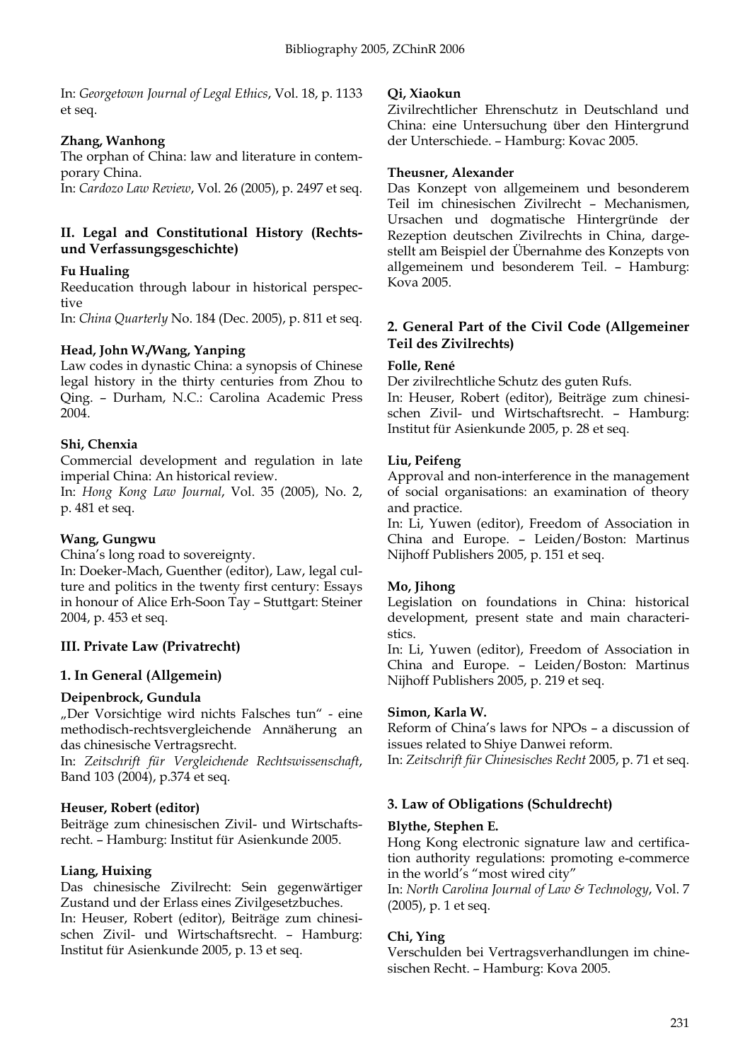In: *Georgetown Journal of Legal Ethics*, Vol. 18, p. 1133 et seq.

**Zhang, Wanhong**
The orphan of China: law and literature in contemporary China.
In: *Cardozo Law Review*, Vol. 26 (2005), p. 2497 et seq.

### II. Legal and Constitutional History (Rechts- und Verfassungsgeschichte)

**Fu Hualing**
Reeducation through labour in historical perspective
In: *China Quarterly* No. 184 (Dec. 2005), p. 811 et seq.

**Head, John W./Wang, Yanping**
Law codes in dynastic China: a synopsis of Chinese legal history in the thirty centuries from Zhou to Qing. – Durham, N.C.: Carolina Academic Press 2004.

**Shi, Chenxia**
Commercial development and regulation in late imperial China: An historical review.
In: *Hong Kong Law Journal*, Vol. 35 (2005), No. 2, p. 481 et seq.

**Wang, Gungwu**
China's long road to sovereignty.
In: Doeker-Mach, Guenther (editor), Law, legal culture and politics in the twenty first century: Essays in honour of Alice Erh-Soon Tay – Stuttgart: Steiner 2004, p. 453 et seq.

### III. Private Law (Privatrecht)

#### 1. In General (Allgemein)

**Deipenbrock, Gundula**
„Der Vorsichtige wird nichts Falsches tun" - eine methodisch-rechtsvergleichende Annäherung an das chinesische Vertragsrecht.
In: *Zeitschrift für Vergleichende Rechtswissenschaft*, Band 103 (2004), p.374 et seq.

**Heuser, Robert (editor)**
Beiträge zum chinesischen Zivil- und Wirtschaftsrecht. – Hamburg: Institut für Asienkunde 2005.

**Liang, Huixing**
Das chinesische Zivilrecht: Sein gegenwärtiger Zustand und der Erlass eines Zivilgesetzbuches.
In: Heuser, Robert (editor), Beiträge zum chinesischen Zivil- und Wirtschaftsrecht. – Hamburg: Institut für Asienkunde 2005, p. 13 et seq.

**Qi, Xiaokun**
Zivilrechtlicher Ehrenschutz in Deutschland und China: eine Untersuchung über den Hintergrund der Unterschiede. – Hamburg: Kovac 2005.

**Theusner, Alexander**
Das Konzept von allgemeinem und besonderem Teil im chinesischen Zivilrecht – Mechanismen, Ursachen und dogmatische Hintergründe der Rezeption deutschen Zivilrechts in China, dargestellt am Beispiel der Übernahme des Konzepts von allgemeinem und besonderem Teil. – Hamburg: Kova 2005.

#### 2. General Part of the Civil Code (Allgemeiner Teil des Zivilrechts)

**Folle, René**
Der zivilrechtliche Schutz des guten Rufs.
In: Heuser, Robert (editor), Beiträge zum chinesischen Zivil- und Wirtschaftsrecht. – Hamburg: Institut für Asienkunde 2005, p. 28 et seq.

**Liu, Peifeng**
Approval and non-interference in the management of social organisations: an examination of theory and practice.
In: Li, Yuwen (editor), Freedom of Association in China and Europe. – Leiden/Boston: Martinus Nijhoff Publishers 2005, p. 151 et seq.

**Mo, Jihong**
Legislation on foundations in China: historical development, present state and main characteristics.
In: Li, Yuwen (editor), Freedom of Association in China and Europe. – Leiden/Boston: Martinus Nijhoff Publishers 2005, p. 219 et seq.

**Simon, Karla W.**
Reform of China's laws for NPOs – a discussion of issues related to Shiye Danwei reform.
In: *Zeitschrift für Chinesisches Recht* 2005, p. 71 et seq.

#### 3. Law of Obligations (Schuldrecht)

**Blythe, Stephen E.**
Hong Kong electronic signature law and certification authority regulations: promoting e-commerce in the world's "most wired city"
In: *North Carolina Journal of Law & Technology*, Vol. 7 (2005), p. 1 et seq.

**Chi, Ying**
Verschulden bei Vertragsverhandlungen im chinesischen Recht. – Hamburg: Kova 2005.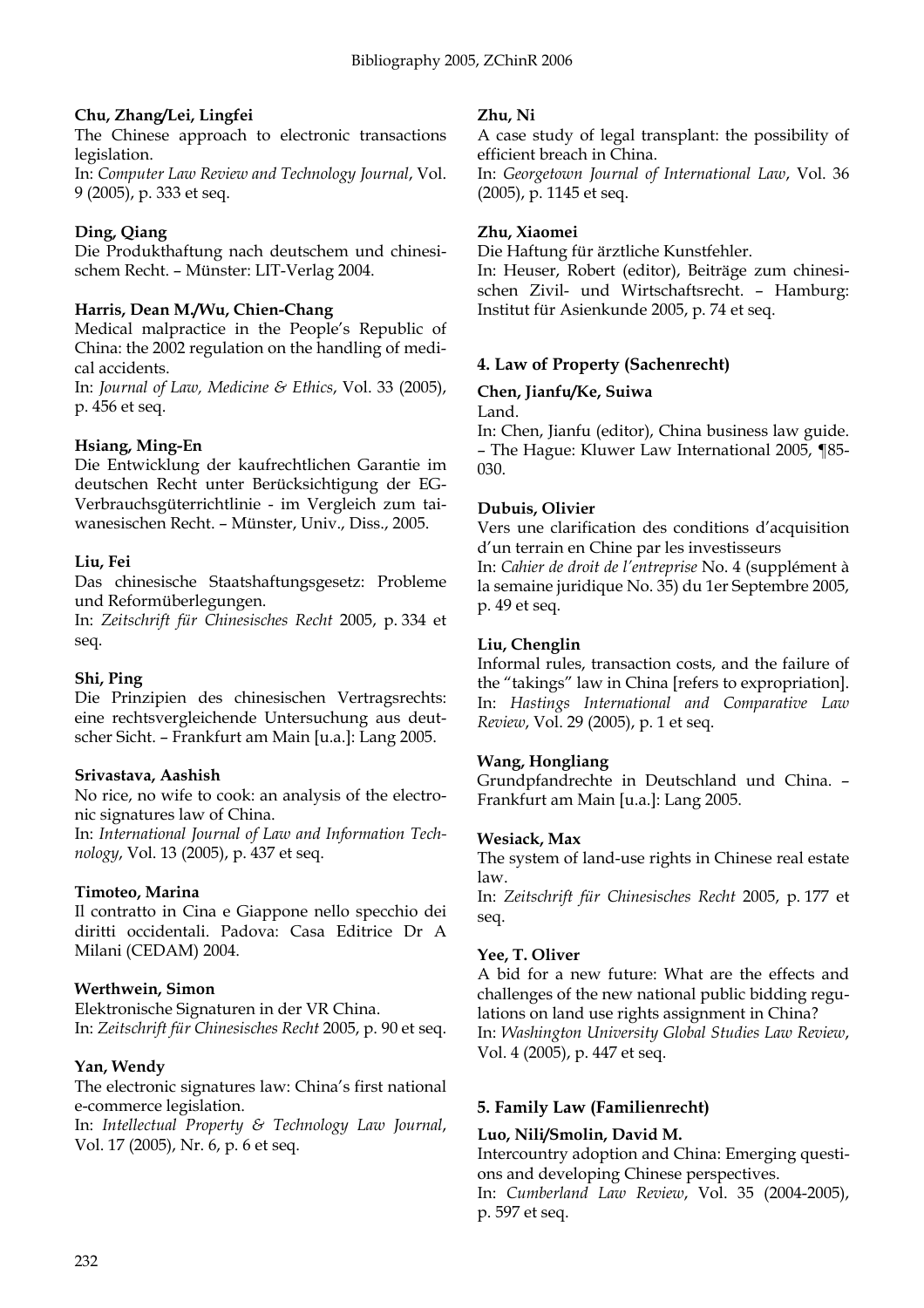**Chu, Zhang/Lei, Lingfei**

The Chinese approach to electronic transactions legislation.

In: *Computer Law Review and Technology Journal*, Vol. 9 (2005), p. 333 et seq.

**Ding, Qiang**

Die Produkthaftung nach deutschem und chinesischem Recht. – Münster: LIT-Verlag 2004.

**Harris, Dean M./Wu, Chien-Chang**

Medical malpractice in the People's Republic of China: the 2002 regulation on the handling of medical accidents.

In: *Journal of Law, Medicine & Ethics*, Vol. 33 (2005), p. 456 et seq.

**Hsiang, Ming-En**

Die Entwicklung der kaufrechtlichen Garantie im deutschen Recht unter Berücksichtigung der EG-Verbrauchsgüterrichtlinie - im Vergleich zum taiwanesischen Recht. – Münster, Univ., Diss., 2005.

**Liu, Fei**

Das chinesische Staatshaftungsgesetz: Probleme und Reformüberlegungen.

In: *Zeitschrift für Chinesisches Recht* 2005, p. 334 et seq.

**Shi, Ping**

Die Prinzipien des chinesischen Vertragsrechts: eine rechtsvergleichende Untersuchung aus deutscher Sicht. – Frankfurt am Main [u.a.]: Lang 2005.

**Srivastava, Aashish**

No rice, no wife to cook: an analysis of the electronic signatures law of China.

In: *International Journal of Law and Information Technology*, Vol. 13 (2005), p. 437 et seq.

**Timoteo, Marina**

Il contratto in Cina e Giappone nello specchio dei diritti occidentali. Padova: Casa Editrice Dr A Milani (CEDAM) 2004.

**Werthwein, Simon**

Elektronische Signaturen in der VR China.

In: *Zeitschrift für Chinesisches Recht* 2005, p. 90 et seq.

**Yan, Wendy**

The electronic signatures law: China's first national e-commerce legislation.

In: *Intellectual Property & Technology Law Journal*, Vol. 17 (2005), Nr. 6, p. 6 et seq.

**Zhu, Ni**

A case study of legal transplant: the possibility of efficient breach in China.

In: *Georgetown Journal of International Law*, Vol. 36 (2005), p. 1145 et seq.

**Zhu, Xiaomei**

Die Haftung für ärztliche Kunstfehler.

In: Heuser, Robert (editor), Beiträge zum chinesischen Zivil- und Wirtschaftsrecht. – Hamburg: Institut für Asienkunde 2005, p. 74 et seq.

## 4. Law of Property (Sachenrecht)

**Chen, Jianfu/Ke, Suiwa**

Land.

In: Chen, Jianfu (editor), China business law guide. – The Hague: Kluwer Law International 2005, ¶85-030.

**Dubuis, Olivier**

Vers une clarification des conditions d'acquisition d'un terrain en Chine par les investisseurs

In: *Cahier de droit de l'entreprise* No. 4 (supplément à la semaine juridique No. 35) du 1er Septembre 2005, p. 49 et seq.

**Liu, Chenglin**

Informal rules, transaction costs, and the failure of the "takings" law in China [refers to expropriation].

In: *Hastings International and Comparative Law Review*, Vol. 29 (2005), p. 1 et seq.

**Wang, Hongliang**

Grundpfandrechte in Deutschland und China. – Frankfurt am Main [u.a.]: Lang 2005.

**Wesiack, Max**

The system of land-use rights in Chinese real estate law.

In: *Zeitschrift für Chinesisches Recht* 2005, p. 177 et seq.

**Yee, T. Oliver**

A bid for a new future: What are the effects and challenges of the new national public bidding regulations on land use rights assignment in China?

In: *Washington University Global Studies Law Review*, Vol. 4 (2005), p. 447 et seq.

## 5. Family Law (Familienrecht)

**Luo, Nili/Smolin, David M.**

Intercountry adoption and China: Emerging questions and developing Chinese perspectives.

In: *Cumberland Law Review*, Vol. 35 (2004-2005), p. 597 et seq.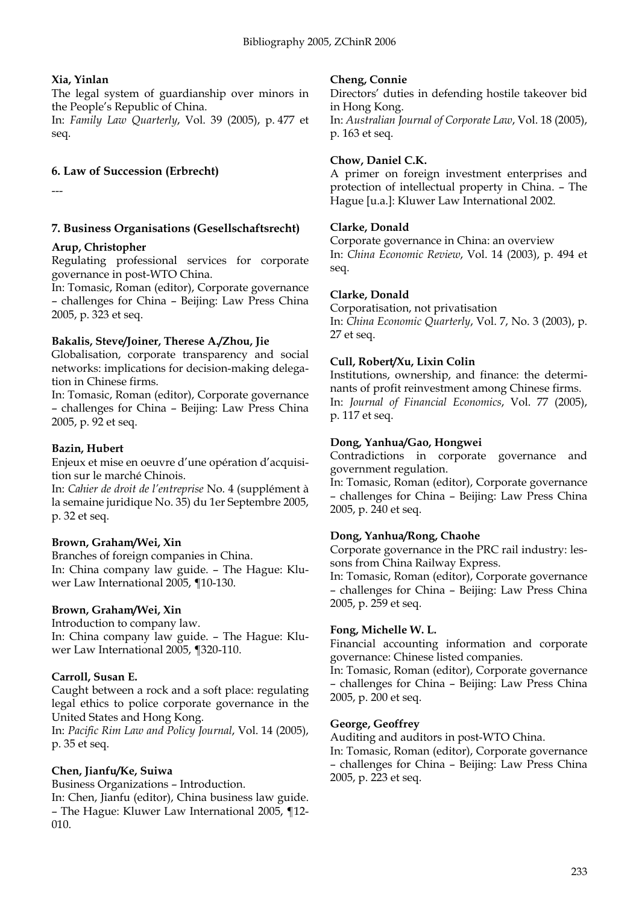**Xia, Yinlan**
The legal system of guardianship over minors in the People's Republic of China.
In: *Family Law Quarterly*, Vol. 39 (2005), p. 477 et seq.

## 6. Law of Succession (Erbrecht)

---

## 7. Business Organisations (Gesellschaftsrecht)

**Arup, Christopher**
Regulating professional services for corporate governance in post-WTO China.
In: Tomasic, Roman (editor), Corporate governance – challenges for China – Beijing: Law Press China 2005, p. 323 et seq.

**Bakalis, Steve/Joiner, Therese A./Zhou, Jie**
Globalisation, corporate transparency and social networks: implications for decision-making delegation in Chinese firms.
In: Tomasic, Roman (editor), Corporate governance – challenges for China – Beijing: Law Press China 2005, p. 92 et seq.

**Bazin, Hubert**
Enjeux et mise en oeuvre d'une opération d'acquisition sur le marché Chinois.
In: *Cahier de droit de l'entreprise* No. 4 (supplément à la semaine juridique No. 35) du 1er Septembre 2005, p. 32 et seq.

**Brown, Graham/Wei, Xin**
Branches of foreign companies in China.
In: China company law guide. – The Hague: Kluwer Law International 2005, ¶10-130.

**Brown, Graham/Wei, Xin**
Introduction to company law.
In: China company law guide. – The Hague: Kluwer Law International 2005, ¶320-110.

**Carroll, Susan E.**
Caught between a rock and a soft place: regulating legal ethics to police corporate governance in the United States and Hong Kong.
In: *Pacific Rim Law and Policy Journal*, Vol. 14 (2005), p. 35 et seq.

**Chen, Jianfu/Ke, Suiwa**
Business Organizations – Introduction.
In: Chen, Jianfu (editor), China business law guide. – The Hague: Kluwer Law International 2005, ¶12-010.

**Cheng, Connie**
Directors' duties in defending hostile takeover bid in Hong Kong.
In: *Australian Journal of Corporate Law*, Vol. 18 (2005), p. 163 et seq.

**Chow, Daniel C.K.**
A primer on foreign investment enterprises and protection of intellectual property in China. – The Hague [u.a.]: Kluwer Law International 2002.

**Clarke, Donald**
Corporate governance in China: an overview
In: *China Economic Review*, Vol. 14 (2003), p. 494 et seq.

**Clarke, Donald**
Corporatisation, not privatisation
In: *China Economic Quarterly*, Vol. 7, No. 3 (2003), p. 27 et seq.

**Cull, Robert/Xu, Lixin Colin**
Institutions, ownership, and finance: the determinants of profit reinvestment among Chinese firms.
In: *Journal of Financial Economics*, Vol. 77 (2005), p. 117 et seq.

**Dong, Yanhua/Gao, Hongwei**
Contradictions in corporate governance and government regulation.
In: Tomasic, Roman (editor), Corporate governance – challenges for China – Beijing: Law Press China 2005, p. 240 et seq.

**Dong, Yanhua/Rong, Chaohe**
Corporate governance in the PRC rail industry: lessons from China Railway Express.
In: Tomasic, Roman (editor), Corporate governance – challenges for China – Beijing: Law Press China 2005, p. 259 et seq.

**Fong, Michelle W. L.**
Financial accounting information and corporate governance: Chinese listed companies.
In: Tomasic, Roman (editor), Corporate governance – challenges for China – Beijing: Law Press China 2005, p. 200 et seq.

**George, Geoffrey**
Auditing and auditors in post-WTO China.
In: Tomasic, Roman (editor), Corporate governance – challenges for China – Beijing: Law Press China 2005, p. 223 et seq.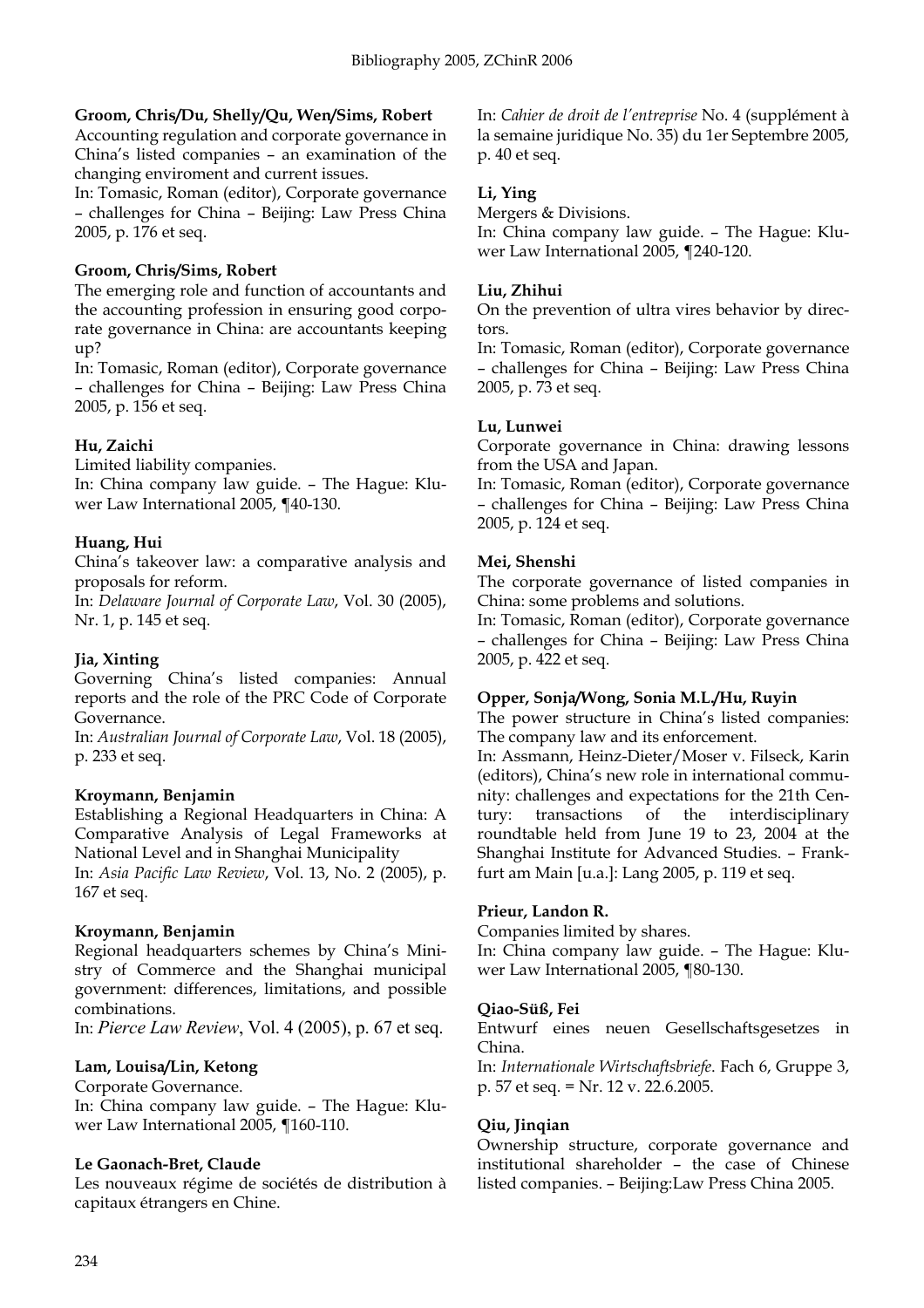**Groom, Chris/Du, Shelly/Qu, Wen/Sims, Robert**

Accounting regulation and corporate governance in China's listed companies – an examination of the changing enviroment and current issues.

In: Tomasic, Roman (editor), Corporate governance – challenges for China – Beijing: Law Press China 2005, p. 176 et seq.

**Groom, Chris/Sims, Robert**

The emerging role and function of accountants and the accounting profession in ensuring good corporate governance in China: are accountants keeping up?

In: Tomasic, Roman (editor), Corporate governance – challenges for China – Beijing: Law Press China 2005, p. 156 et seq.

**Hu, Zaichi**

Limited liability companies.

In: China company law guide. – The Hague: Kluwer Law International 2005, ¶40-130.

**Huang, Hui**

China's takeover law: a comparative analysis and proposals for reform.

In: *Delaware Journal of Corporate Law*, Vol. 30 (2005), Nr. 1, p. 145 et seq.

**Jia, Xinting**

Governing China's listed companies: Annual reports and the role of the PRC Code of Corporate Governance.

In: *Australian Journal of Corporate Law*, Vol. 18 (2005), p. 233 et seq.

**Kroymann, Benjamin**

Establishing a Regional Headquarters in China: A Comparative Analysis of Legal Frameworks at National Level and in Shanghai Municipality

In: *Asia Pacific Law Review*, Vol. 13, No. 2 (2005), p. 167 et seq.

**Kroymann, Benjamin**

Regional headquarters schemes by China's Ministry of Commerce and the Shanghai municipal government: differences, limitations, and possible combinations.

In: *Pierce Law Review*, Vol. 4 (2005), p. 67 et seq.

**Lam, Louisa/Lin, Ketong**

Corporate Governance.

In: China company law guide. – The Hague: Kluwer Law International 2005, ¶160-110.

**Le Gaonach-Bret, Claude**

Les nouveaux régime de sociétés de distribution à capitaux étrangers en Chine.

In: *Cahier de droit de l'entreprise* No. 4 (supplément à la semaine juridique No. 35) du 1er Septembre 2005, p. 40 et seq.

**Li, Ying**

Mergers & Divisions.

In: China company law guide. – The Hague: Kluwer Law International 2005, ¶240-120.

**Liu, Zhihui**

On the prevention of ultra vires behavior by directors.

In: Tomasic, Roman (editor), Corporate governance – challenges for China – Beijing: Law Press China 2005, p. 73 et seq.

**Lu, Lunwei**

Corporate governance in China: drawing lessons from the USA and Japan.

In: Tomasic, Roman (editor), Corporate governance – challenges for China – Beijing: Law Press China 2005, p. 124 et seq.

**Mei, Shenshi**

The corporate governance of listed companies in China: some problems and solutions.

In: Tomasic, Roman (editor), Corporate governance – challenges for China – Beijing: Law Press China 2005, p. 422 et seq.

**Opper, Sonja/Wong, Sonia M.L./Hu, Ruyin**

The power structure in China's listed companies: The company law and its enforcement.

In: Assmann, Heinz-Dieter/Moser v. Filseck, Karin (editors), China's new role in international community: challenges and expectations for the 21th Century: transactions of the interdisciplinary roundtable held from June 19 to 23, 2004 at the Shanghai Institute for Advanced Studies. – Frankfurt am Main [u.a.]: Lang 2005, p. 119 et seq.

**Prieur, Landon R.**

Companies limited by shares.

In: China company law guide. – The Hague: Kluwer Law International 2005, ¶80-130.

**Qiao-Süß, Fei**

Entwurf eines neuen Gesellschaftsgesetzes in China.

In: *Internationale Wirtschaftsbriefe*. Fach 6, Gruppe 3, p. 57 et seq. = Nr. 12 v. 22.6.2005.

**Qiu, Jinqian**

Ownership structure, corporate governance and institutional shareholder – the case of Chinese listed companies. – Beijing:Law Press China 2005.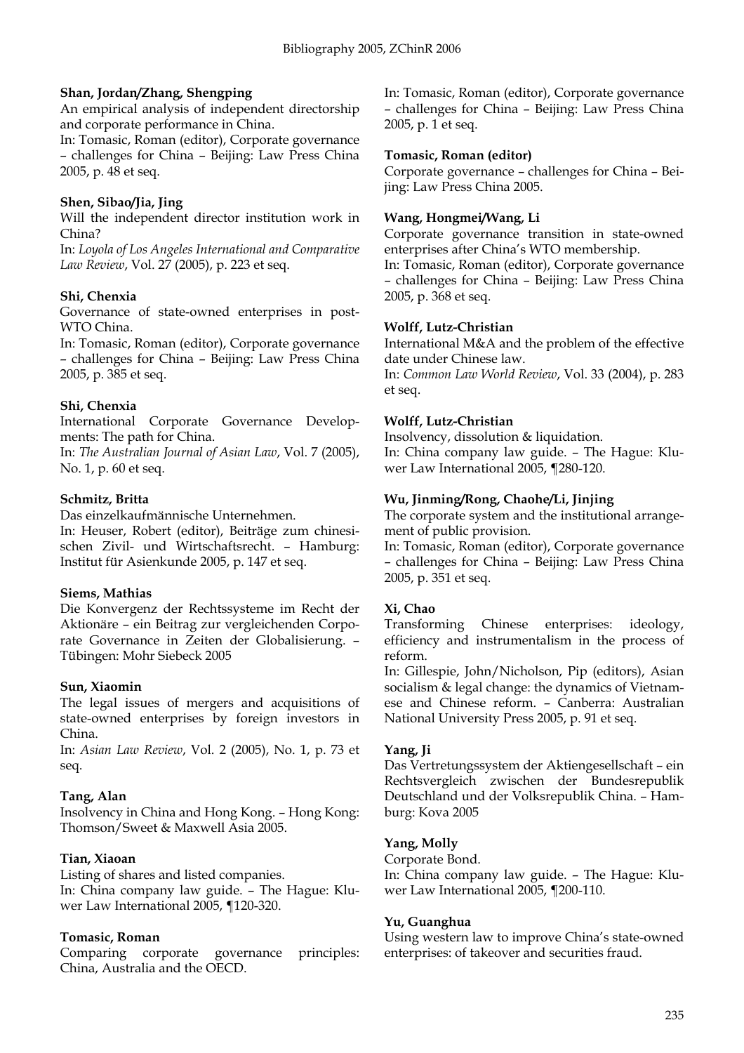**Shan, Jordan/Zhang, Shengping**
An empirical analysis of independent directorship and corporate performance in China.
In: Tomasic, Roman (editor), Corporate governance – challenges for China – Beijing: Law Press China 2005, p. 48 et seq.

**Shen, Sibao/Jia, Jing**
Will the independent director institution work in China?
In: *Loyola of Los Angeles International and Comparative Law Review*, Vol. 27 (2005), p. 223 et seq.

**Shi, Chenxia**
Governance of state-owned enterprises in post-WTO China.
In: Tomasic, Roman (editor), Corporate governance – challenges for China – Beijing: Law Press China 2005, p. 385 et seq.

**Shi, Chenxia**
International Corporate Governance Developments: The path for China.
In: *The Australian Journal of Asian Law*, Vol. 7 (2005), No. 1, p. 60 et seq.

**Schmitz, Britta**
Das einzelkaufmännische Unternehmen.
In: Heuser, Robert (editor), Beiträge zum chinesischen Zivil- und Wirtschaftsrecht. – Hamburg: Institut für Asienkunde 2005, p. 147 et seq.

**Siems, Mathias**
Die Konvergenz der Rechtssysteme im Recht der Aktionäre – ein Beitrag zur vergleichenden Corporate Governance in Zeiten der Globalisierung. – Tübingen: Mohr Siebeck 2005

**Sun, Xiaomin**
The legal issues of mergers and acquisitions of state-owned enterprises by foreign investors in China.
In: *Asian Law Review*, Vol. 2 (2005), No. 1, p. 73 et seq.

**Tang, Alan**
Insolvency in China and Hong Kong. – Hong Kong: Thomson/Sweet & Maxwell Asia 2005.

**Tian, Xiaoan**
Listing of shares and listed companies.
In: China company law guide. – The Hague: Kluwer Law International 2005, ¶120-320.

**Tomasic, Roman**
Comparing corporate governance principles: China, Australia and the OECD.
In: Tomasic, Roman (editor), Corporate governance – challenges for China – Beijing: Law Press China 2005, p. 1 et seq.

**Tomasic, Roman (editor)**
Corporate governance – challenges for China – Beijing: Law Press China 2005.

**Wang, Hongmei/Wang, Li**
Corporate governance transition in state-owned enterprises after China's WTO membership.
In: Tomasic, Roman (editor), Corporate governance – challenges for China – Beijing: Law Press China 2005, p. 368 et seq.

**Wolff, Lutz-Christian**
International M&A and the problem of the effective date under Chinese law.
In: *Common Law World Review*, Vol. 33 (2004), p. 283 et seq.

**Wolff, Lutz-Christian**
Insolvency, dissolution & liquidation.
In: China company law guide. – The Hague: Kluwer Law International 2005, ¶280-120.

**Wu, Jinming/Rong, Chaohe/Li, Jinjing**
The corporate system and the institutional arrangement of public provision.
In: Tomasic, Roman (editor), Corporate governance – challenges for China – Beijing: Law Press China 2005, p. 351 et seq.

**Xi, Chao**
Transforming Chinese enterprises: ideology, efficiency and instrumentalism in the process of reform.
In: Gillespie, John/Nicholson, Pip (editors), Asian socialism & legal change: the dynamics of Vietnamese and Chinese reform. – Canberra: Australian National University Press 2005, p. 91 et seq.

**Yang, Ji**
Das Vertretungssystem der Aktiengesellschaft – ein Rechtsvergleich zwischen der Bundesrepublik Deutschland und der Volksrepublik China. – Hamburg: Kova 2005

**Yang, Molly**
Corporate Bond.
In: China company law guide. – The Hague: Kluwer Law International 2005, ¶200-110.

**Yu, Guanghua**
Using western law to improve China's state-owned enterprises: of takeover and securities fraud.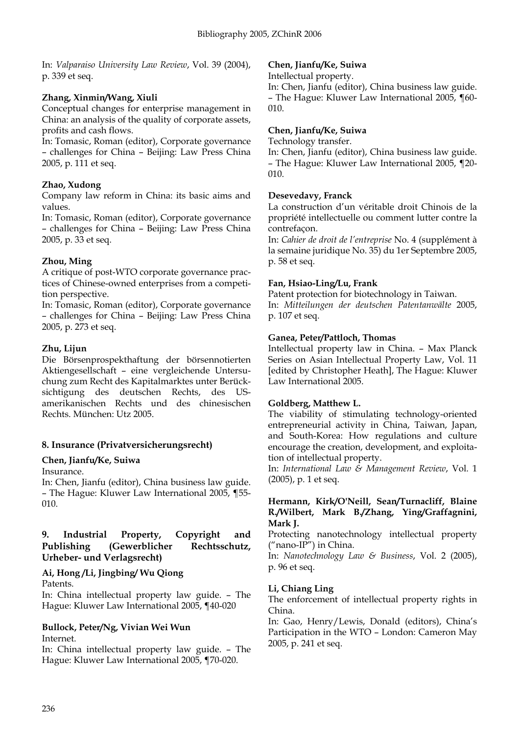In: *Valparaiso University Law Review*, Vol. 39 (2004), p. 339 et seq.

**Zhang, Xinmin/Wang, Xiuli**
Conceptual changes for enterprise management in China: an analysis of the quality of corporate assets, profits and cash flows.
In: Tomasic, Roman (editor), Corporate governance – challenges for China – Beijing: Law Press China 2005, p. 111 et seq.

**Zhao, Xudong**
Company law reform in China: its basic aims and values.
In: Tomasic, Roman (editor), Corporate governance – challenges for China – Beijing: Law Press China 2005, p. 33 et seq.

**Zhou, Ming**
A critique of post-WTO corporate governance practices of Chinese-owned enterprises from a competition perspective.
In: Tomasic, Roman (editor), Corporate governance – challenges for China – Beijing: Law Press China 2005, p. 273 et seq.

**Zhu, Lijun**
Die Börsenprospekthaftung der börsennotierten Aktiengesellschaft – eine vergleichende Untersuchung zum Recht des Kapitalmarktes unter Berücksichtigung des deutschen Rechts, des US-amerikanischen Rechts und des chinesischen Rechts. München: Utz 2005.

### 8. Insurance (Privatversicherungsrecht)

**Chen, Jianfu/Ke, Suiwa**
Insurance.
In: Chen, Jianfu (editor), China business law guide. – The Hague: Kluwer Law International 2005, ¶55-010.

### 9. Industrial Property, Copyright and Publishing (Gewerblicher Rechtsschutz, Urheber- und Verlagsrecht)

**Ai, Hong /Li, Jingbing/ Wu Qiong**
Patents.
In: China intellectual property law guide. – The Hague: Kluwer Law International 2005, ¶40-020

**Bullock, Peter/Ng, Vivian Wei Wun**
Internet.
In: China intellectual property law guide. – The Hague: Kluwer Law International 2005, ¶70-020.

**Chen, Jianfu/Ke, Suiwa**
Intellectual property.
In: Chen, Jianfu (editor), China business law guide. – The Hague: Kluwer Law International 2005, ¶60-010.

**Chen, Jianfu/Ke, Suiwa**
Technology transfer.
In: Chen, Jianfu (editor), China business law guide. – The Hague: Kluwer Law International 2005, ¶20-010.

**Desevedavy, Franck**
La construction d'un véritable droit Chinois de la propriété intellectuelle ou comment lutter contre la contrefaçon.
In: *Cahier de droit de l'entreprise* No. 4 (supplément à la semaine juridique No. 35) du 1er Septembre 2005, p. 58 et seq.

**Fan, Hsiao-Ling/Lu, Frank**
Patent protection for biotechnology in Taiwan.
In: *Mitteilungen der deutschen Patentanwälte* 2005, p. 107 et seq.

**Ganea, Peter/Pattloch, Thomas**
Intellectual property law in China. – Max Planck Series on Asian Intellectual Property Law, Vol. 11 [edited by Christopher Heath], The Hague: Kluwer Law International 2005.

**Goldberg, Matthew L.**
The viability of stimulating technology-oriented entrepreneurial activity in China, Taiwan, Japan, and South-Korea: How regulations and culture encourage the creation, development, and exploitation of intellectual property.
In: *International Law & Management Review*, Vol. 1 (2005), p. 1 et seq.

**Hermann, Kirk/O'Neill, Sean/Turnacliff, Blaine R./Wilbert, Mark B./Zhang, Ying/Graffagnini, Mark J.**
Protecting nanotechnology intellectual property ("nano-IP") in China.
In: *Nanotechnology Law & Business*, Vol. 2 (2005), p. 96 et seq.

**Li, Chiang Ling**
The enforcement of intellectual property rights in China.
In: Gao, Henry/Lewis, Donald (editors), China's Participation in the WTO – London: Cameron May 2005, p. 241 et seq.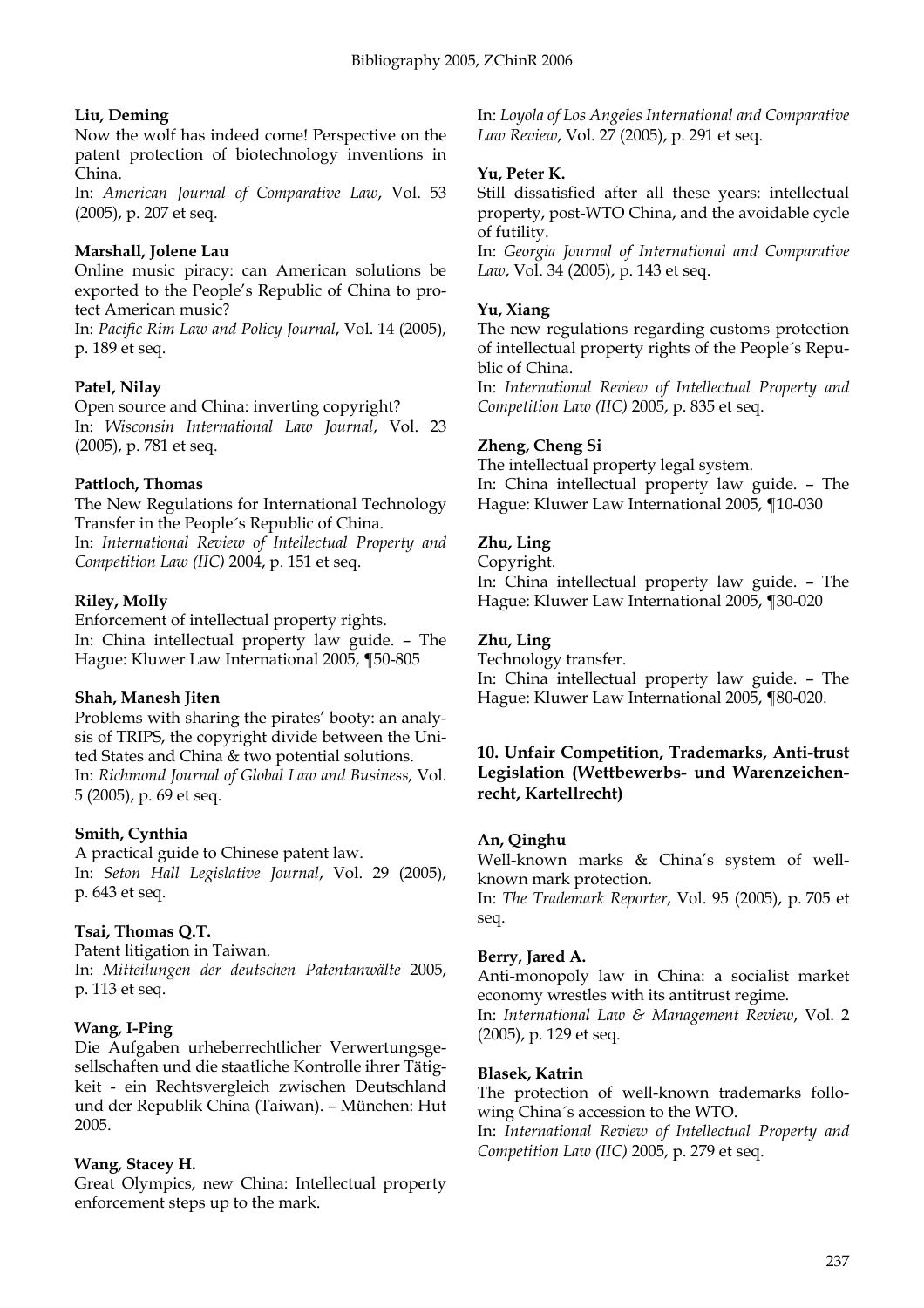**Liu, Deming**

Now the wolf has indeed come! Perspective on the patent protection of biotechnology inventions in China.
In: *American Journal of Comparative Law*, Vol. 53 (2005), p. 207 et seq.

**Marshall, Jolene Lau**

Online music piracy: can American solutions be exported to the People's Republic of China to protect American music?
In: *Pacific Rim Law and Policy Journal*, Vol. 14 (2005), p. 189 et seq.

**Patel, Nilay**

Open source and China: inverting copyright?
In: *Wisconsin International Law Journal*, Vol. 23 (2005), p. 781 et seq.

**Pattloch, Thomas**

The New Regulations for International Technology Transfer in the People´s Republic of China.
In: *International Review of Intellectual Property and Competition Law (IIC)* 2004, p. 151 et seq.

**Riley, Molly**

Enforcement of intellectual property rights.
In: China intellectual property law guide. – The Hague: Kluwer Law International 2005, ¶50-805

**Shah, Manesh Jiten**

Problems with sharing the pirates' booty: an analysis of TRIPS, the copyright divide between the United States and China & two potential solutions.
In: *Richmond Journal of Global Law and Business*, Vol. 5 (2005), p. 69 et seq.

**Smith, Cynthia**

A practical guide to Chinese patent law.
In: *Seton Hall Legislative Journal*, Vol. 29 (2005), p. 643 et seq.

**Tsai, Thomas Q.T.**

Patent litigation in Taiwan.
In: *Mitteilungen der deutschen Patentanwälte* 2005, p. 113 et seq.

**Wang, I-Ping**

Die Aufgaben urheberrechtlicher Verwertungsgesellschaften und die staatliche Kontrolle ihrer Tätigkeit - ein Rechtsvergleich zwischen Deutschland und der Republik China (Taiwan). – München: Hut 2005.

**Wang, Stacey H.**

Great Olympics, new China: Intellectual property enforcement steps up to the mark.
In: *Loyola of Los Angeles International and Comparative Law Review*, Vol. 27 (2005), p. 291 et seq.

**Yu, Peter K.**

Still dissatisfied after all these years: intellectual property, post-WTO China, and the avoidable cycle of futility.
In: *Georgia Journal of International and Comparative Law*, Vol. 34 (2005), p. 143 et seq.

**Yu, Xiang**

The new regulations regarding customs protection of intellectual property rights of the People´s Republic of China.
In: *International Review of Intellectual Property and Competition Law (IIC)* 2005, p. 835 et seq.

**Zheng, Cheng Si**

The intellectual property legal system.
In: China intellectual property law guide. – The Hague: Kluwer Law International 2005, ¶10-030

**Zhu, Ling**

Copyright.
In: China intellectual property law guide. – The Hague: Kluwer Law International 2005, ¶30-020

**Zhu, Ling**

Technology transfer.
In: China intellectual property law guide. – The Hague: Kluwer Law International 2005, ¶80-020.

## 10. Unfair Competition, Trademarks, Anti-trust Legislation (Wettbewerbs- und Warenzeichenrecht, Kartellrecht)

**An, Qinghu**

Well-known marks & China's system of well-known mark protection.
In: *The Trademark Reporter*, Vol. 95 (2005), p. 705 et seq.

**Berry, Jared A.**

Anti-monopoly law in China: a socialist market economy wrestles with its antitrust regime.
In: *International Law & Management Review*, Vol. 2 (2005), p. 129 et seq.

**Blasek, Katrin**

The protection of well-known trademarks following China´s accession to the WTO.
In: *International Review of Intellectual Property and Competition Law (IIC)* 2005, p. 279 et seq.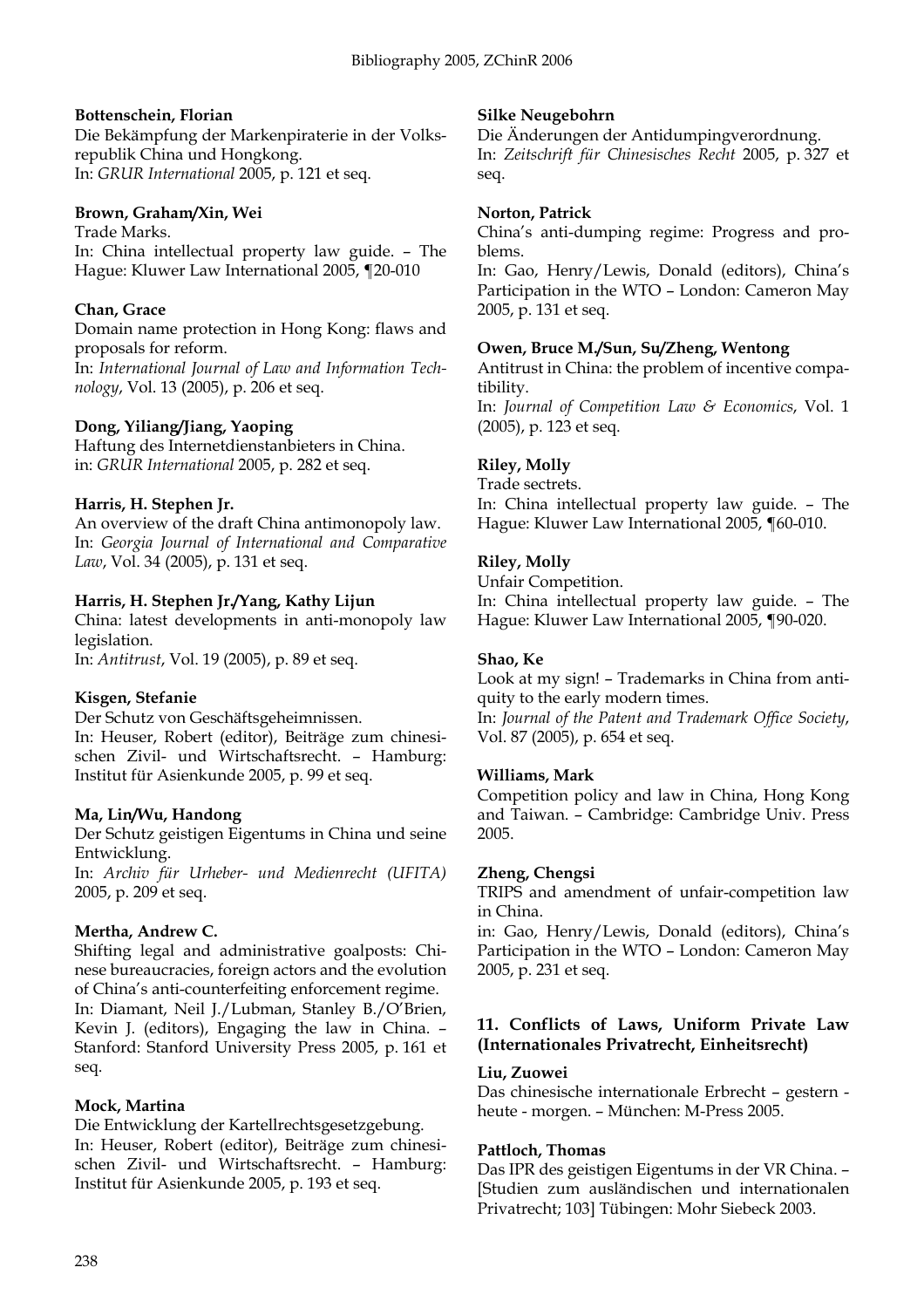**Bottenschein, Florian**
Die Bekämpfung der Markenpiraterie in der Volksrepublik China und Hongkong.
In: *GRUR International* 2005, p. 121 et seq.

**Brown, Graham/Xin, Wei**
Trade Marks.
In: China intellectual property law guide. – The Hague: Kluwer Law International 2005, ¶20-010

**Chan, Grace**
Domain name protection in Hong Kong: flaws and proposals for reform.
In: *International Journal of Law and Information Technology*, Vol. 13 (2005), p. 206 et seq.

**Dong, Yiliang/Jiang, Yaoping**
Haftung des Internetdienstanbieters in China.
in: *GRUR International* 2005, p. 282 et seq.

**Harris, H. Stephen Jr.**
An overview of the draft China antimonopoly law.
In: *Georgia Journal of International and Comparative Law*, Vol. 34 (2005), p. 131 et seq.

**Harris, H. Stephen Jr./Yang, Kathy Lijun**
China: latest developments in anti-monopoly law legislation.
In: *Antitrust*, Vol. 19 (2005), p. 89 et seq.

**Kisgen, Stefanie**
Der Schutz von Geschäftsgeheimnissen.
In: Heuser, Robert (editor), Beiträge zum chinesischen Zivil- und Wirtschaftsrecht. – Hamburg: Institut für Asienkunde 2005, p. 99 et seq.

**Ma, Lin/Wu, Handong**
Der Schutz geistigen Eigentums in China und seine Entwicklung.
In: *Archiv für Urheber- und Medienrecht (UFITA)* 2005, p. 209 et seq.

**Mertha, Andrew C.**
Shifting legal and administrative goalposts: Chinese bureaucracies, foreign actors and the evolution of China's anti-counterfeiting enforcement regime.
In: Diamant, Neil J./Lubman, Stanley B./O'Brien, Kevin J. (editors), Engaging the law in China. – Stanford: Stanford University Press 2005, p. 161 et seq.

**Mock, Martina**
Die Entwicklung der Kartellrechtsgesetzgebung.
In: Heuser, Robert (editor), Beiträge zum chinesischen Zivil- und Wirtschaftsrecht. – Hamburg: Institut für Asienkunde 2005, p. 193 et seq.

**Silke Neugebohrn**
Die Änderungen der Antidumpingverordnung.
In: *Zeitschrift für Chinesisches Recht* 2005, p. 327 et seq.

**Norton, Patrick**
China's anti-dumping regime: Progress and problems.
In: Gao, Henry/Lewis, Donald (editors), China's Participation in the WTO – London: Cameron May 2005, p. 131 et seq.

**Owen, Bruce M./Sun, Su/Zheng, Wentong**
Antitrust in China: the problem of incentive compatibility.
In: *Journal of Competition Law & Economics*, Vol. 1 (2005), p. 123 et seq.

**Riley, Molly**
Trade sectrets.
In: China intellectual property law guide. – The Hague: Kluwer Law International 2005, ¶60-010.

**Riley, Molly**
Unfair Competition.
In: China intellectual property law guide. – The Hague: Kluwer Law International 2005, ¶90-020.

**Shao, Ke**
Look at my sign! – Trademarks in China from antiquity to the early modern times.
In: *Journal of the Patent and Trademark Office Society*, Vol. 87 (2005), p. 654 et seq.

**Williams, Mark**
Competition policy and law in China, Hong Kong and Taiwan. – Cambridge: Cambridge Univ. Press 2005.

**Zheng, Chengsi**
TRIPS and amendment of unfair-competition law in China.
in: Gao, Henry/Lewis, Donald (editors), China's Participation in the WTO – London: Cameron May 2005, p. 231 et seq.

## 11. Conflicts of Laws, Uniform Private Law (Internationales Privatrecht, Einheitsrecht)

**Liu, Zuowei**
Das chinesische internationale Erbrecht – gestern - heute - morgen. – München: M-Press 2005.

**Pattloch, Thomas**
Das IPR des geistigen Eigentums in der VR China. – [Studien zum ausländischen und internationalen Privatrecht; 103] Tübingen: Mohr Siebeck 2003.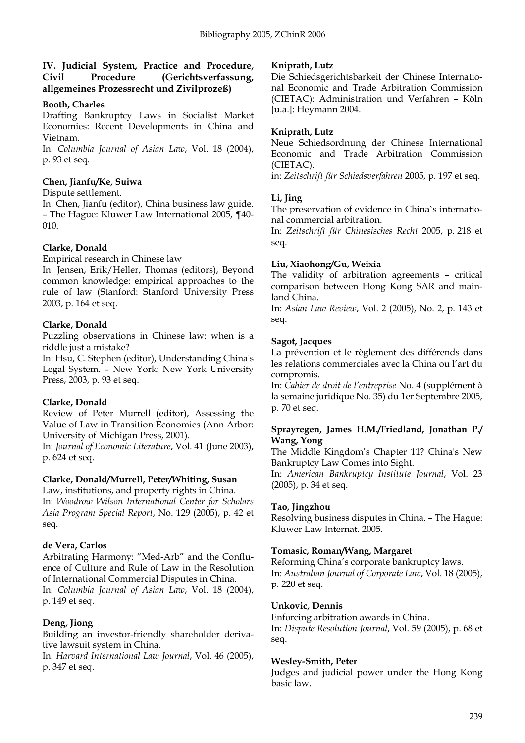## IV. Judicial System, Practice and Procedure, Civil Procedure (Gerichtsverfassung, allgemeines Prozessrecht und Zivilprozeß)

**Booth, Charles**
Drafting Bankruptcy Laws in Socialist Market Economies: Recent Developments in China and Vietnam.
In: *Columbia Journal of Asian Law*, Vol. 18 (2004), p. 93 et seq.

**Chen, Jianfu/Ke, Suiwa**
Dispute settlement.
In: Chen, Jianfu (editor), China business law guide. – The Hague: Kluwer Law International 2005, ¶40-010.

**Clarke, Donald**
Empirical research in Chinese law
In: Jensen, Erik/Heller, Thomas (editors), Beyond common knowledge: empirical approaches to the rule of law (Stanford: Stanford University Press 2003, p. 164 et seq.

**Clarke, Donald**
Puzzling observations in Chinese law: when is a riddle just a mistake?
In: Hsu, C. Stephen (editor), Understanding China's Legal System. – New York: New York University Press, 2003, p. 93 et seq.

**Clarke, Donald**
Review of Peter Murrell (editor), Assessing the Value of Law in Transition Economies (Ann Arbor: University of Michigan Press, 2001).
In: *Journal of Economic Literature*, Vol. 41 (June 2003), p. 624 et seq.

**Clarke, Donald/Murrell, Peter/Whiting, Susan**
Law, institutions, and property rights in China.
In: *Woodrow Wilson International Center for Scholars Asia Program Special Report*, No. 129 (2005), p. 42 et seq.

**de Vera, Carlos**
Arbitrating Harmony: "Med-Arb" and the Confluence of Culture and Rule of Law in the Resolution of International Commercial Disputes in China.
In: *Columbia Journal of Asian Law*, Vol. 18 (2004), p. 149 et seq.

**Deng, Jiong**
Building an investor-friendly shareholder derivative lawsuit system in China.
In: *Harvard International Law Journal*, Vol. 46 (2005), p. 347 et seq.

**Kniprath, Lutz**
Die Schiedsgerichtsbarkeit der Chinese International Economic and Trade Arbitration Commission (CIETAC): Administration und Verfahren – Köln [u.a.]: Heymann 2004.

**Kniprath, Lutz**
Neue Schiedsordnung der Chinese International Economic and Trade Arbitration Commission (CIETAC).
in: *Zeitschrift für Schiedsverfahren* 2005, p. 197 et seq.

**Li, Jing**
The preservation of evidence in China`s international commercial arbitration.
In: *Zeitschrift für Chinesisches Recht* 2005, p. 218 et seq.

**Liu, Xiaohong/Gu, Weixia**
The validity of arbitration agreements – critical comparison between Hong Kong SAR and mainland China.
In: *Asian Law Review*, Vol. 2 (2005), No. 2, p. 143 et seq.

**Sagot, Jacques**
La prévention et le règlement des différends dans les relations commerciales avec la China ou l'art du compromis.
In: *Cahier de droit de l'entreprise* No. 4 (supplément à la semaine juridique No. 35) du 1er Septembre 2005, p. 70 et seq.

**Sprayregen, James H.M./Friedland, Jonathan P./ Wang, Yong**
The Middle Kingdom's Chapter 11? China's New Bankruptcy Law Comes into Sight.
In: *American Bankruptcy Institute Journal*, Vol. 23 (2005), p. 34 et seq.

**Tao, Jingzhou**
Resolving business disputes in China. – The Hague: Kluwer Law Internat. 2005.

**Tomasic, Roman/Wang, Margaret**
Reforming China's corporate bankruptcy laws.
In: *Australian Journal of Corporate Law*, Vol. 18 (2005), p. 220 et seq.

**Unkovic, Dennis**
Enforcing arbitration awards in China.
In: *Dispute Resolution Journal*, Vol. 59 (2005), p. 68 et seq.

**Wesley-Smith, Peter**
Judges and judicial power under the Hong Kong basic law.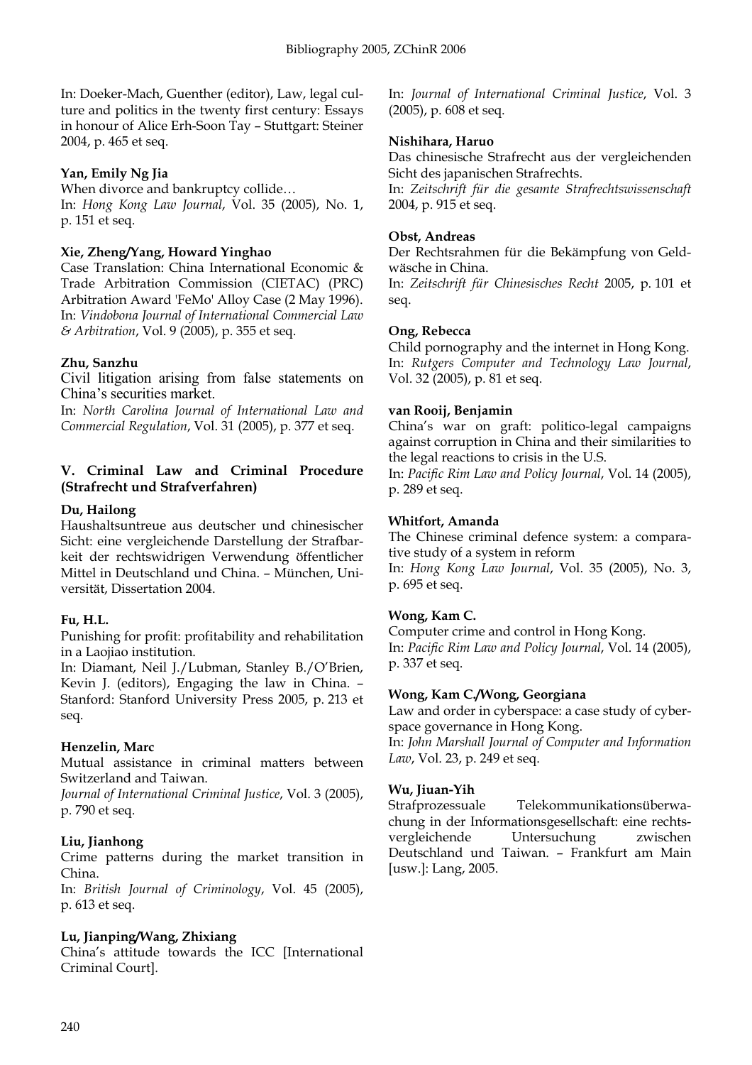In: Doeker-Mach, Guenther (editor), Law, legal culture and politics in the twenty first century: Essays in honour of Alice Erh-Soon Tay – Stuttgart: Steiner 2004, p. 465 et seq.

**Yan, Emily Ng Jia**

When divorce and bankruptcy collide…
In: *Hong Kong Law Journal*, Vol. 35 (2005), No. 1, p. 151 et seq.

**Xie, Zheng/Yang, Howard Yinghao**

Case Translation: China International Economic & Trade Arbitration Commission (CIETAC) (PRC) Arbitration Award 'FeMo' Alloy Case (2 May 1996).
In: *Vindobona Journal of International Commercial Law & Arbitration*, Vol. 9 (2005), p. 355 et seq.

**Zhu, Sanzhu**

Civil litigation arising from false statements on China's securities market.
In: *North Carolina Journal of International Law and Commercial Regulation*, Vol. 31 (2005), p. 377 et seq.

## V. Criminal Law and Criminal Procedure (Strafrecht und Strafverfahren)

**Du, Hailong**

Haushaltsuntreue aus deutscher und chinesischer Sicht: eine vergleichende Darstellung der Strafbarkeit der rechtswidrigen Verwendung öffentlicher Mittel in Deutschland und China. – München, Universität, Dissertation 2004.

**Fu, H.L.**

Punishing for profit: profitability and rehabilitation in a Laojiao institution.
In: Diamant, Neil J./Lubman, Stanley B./O'Brien, Kevin J. (editors), Engaging the law in China. – Stanford: Stanford University Press 2005, p. 213 et seq.

**Henzelin, Marc**

Mutual assistance in criminal matters between Switzerland and Taiwan.
*Journal of International Criminal Justice*, Vol. 3 (2005), p. 790 et seq.

**Liu, Jianhong**

Crime patterns during the market transition in China.
In: *British Journal of Criminology*, Vol. 45 (2005), p. 613 et seq.

**Lu, Jianping/Wang, Zhixiang**

China's attitude towards the ICC [International Criminal Court].
In: *Journal of International Criminal Justice*, Vol. 3 (2005), p. 608 et seq.

**Nishihara, Haruo**

Das chinesische Strafrecht aus der vergleichenden Sicht des japanischen Strafrechts.
In: *Zeitschrift für die gesamte Strafrechtswissenschaft* 2004, p. 915 et seq.

**Obst, Andreas**

Der Rechtsrahmen für die Bekämpfung von Geldwäsche in China.
In: *Zeitschrift für Chinesisches Recht* 2005, p. 101 et seq.

**Ong, Rebecca**

Child pornography and the internet in Hong Kong.
In: *Rutgers Computer and Technology Law Journal*, Vol. 32 (2005), p. 81 et seq.

**van Rooij, Benjamin**

China's war on graft: politico-legal campaigns against corruption in China and their similarities to the legal reactions to crisis in the U.S.
In: *Pacific Rim Law and Policy Journal*, Vol. 14 (2005), p. 289 et seq.

**Whitfort, Amanda**

The Chinese criminal defence system: a comparative study of a system in reform
In: *Hong Kong Law Journal*, Vol. 35 (2005), No. 3, p. 695 et seq.

**Wong, Kam C.**

Computer crime and control in Hong Kong.
In: *Pacific Rim Law and Policy Journal*, Vol. 14 (2005), p. 337 et seq.

**Wong, Kam C./Wong, Georgiana**

Law and order in cyberspace: a case study of cyberspace governance in Hong Kong.
In: *John Marshall Journal of Computer and Information Law*, Vol. 23, p. 249 et seq.

**Wu, Jiuan-Yih**

Strafprozessuale Telekommunikationsüberwachung in der Informationsgesellschaft: eine rechtsvergleichende Untersuchung zwischen Deutschland und Taiwan. – Frankfurt am Main [usw.]: Lang, 2005.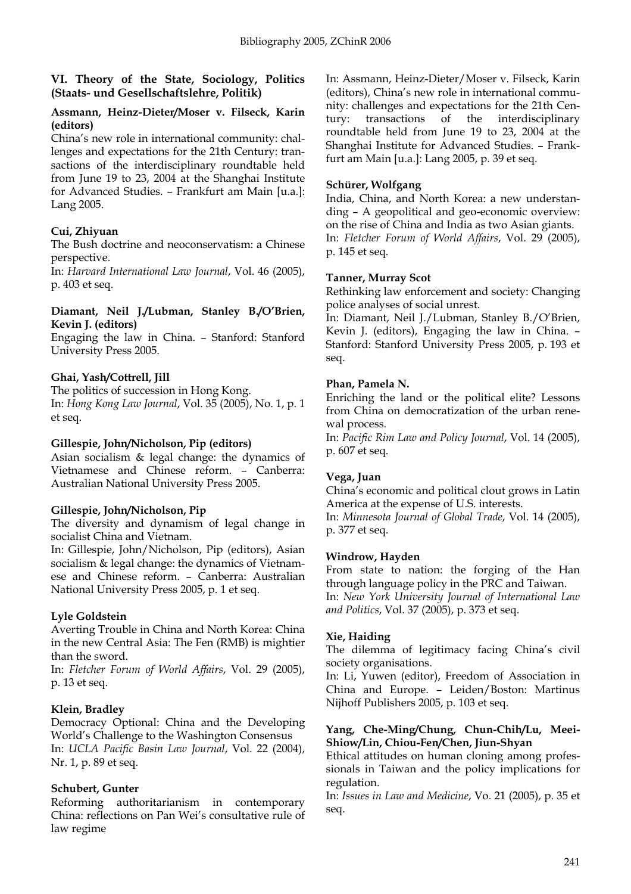### VI. Theory of the State, Sociology, Politics (Staats- und Gesellschaftslehre, Politik)

**Assmann, Heinz-Dieter/Moser v. Filseck, Karin (editors)**
China's new role in international community: challenges and expectations for the 21th Century: transactions of the interdisciplinary roundtable held from June 19 to 23, 2004 at the Shanghai Institute for Advanced Studies. – Frankfurt am Main [u.a.]: Lang 2005.

**Cui, Zhiyuan**
The Bush doctrine and neoconservatism: a Chinese perspective.
In: *Harvard International Law Journal*, Vol. 46 (2005), p. 403 et seq.

**Diamant, Neil J./Lubman, Stanley B./O'Brien, Kevin J. (editors)**
Engaging the law in China. – Stanford: Stanford University Press 2005.

**Ghai, Yash/Cottrell, Jill**
The politics of succession in Hong Kong.
In: *Hong Kong Law Journal*, Vol. 35 (2005), No. 1, p. 1 et seq.

**Gillespie, John/Nicholson, Pip (editors)**
Asian socialism & legal change: the dynamics of Vietnamese and Chinese reform. – Canberra: Australian National University Press 2005.

**Gillespie, John/Nicholson, Pip**
The diversity and dynamism of legal change in socialist China and Vietnam.
In: Gillespie, John/Nicholson, Pip (editors), Asian socialism & legal change: the dynamics of Vietnamese and Chinese reform. – Canberra: Australian National University Press 2005, p. 1 et seq.

**Lyle Goldstein**
Averting Trouble in China and North Korea: China in the new Central Asia: The Fen (RMB) is mightier than the sword.
In: *Fletcher Forum of World Affairs*, Vol. 29 (2005), p. 13 et seq.

**Klein, Bradley**
Democracy Optional: China and the Developing World's Challenge to the Washington Consensus
In: *UCLA Pacific Basin Law Journal*, Vol. 22 (2004), Nr. 1, p. 89 et seq.

**Schubert, Gunter**
Reforming authoritarianism in contemporary China: reflections on Pan Wei's consultative rule of law regime
In: Assmann, Heinz-Dieter/Moser v. Filseck, Karin (editors), China's new role in international community: challenges and expectations for the 21th Century: transactions of the interdisciplinary roundtable held from June 19 to 23, 2004 at the Shanghai Institute for Advanced Studies. – Frankfurt am Main [u.a.]: Lang 2005, p. 39 et seq.

**Schürer, Wolfgang**
India, China, and North Korea: a new understanding – A geopolitical and geo-economic overview: on the rise of China and India as two Asian giants.
In: *Fletcher Forum of World Affairs*, Vol. 29 (2005), p. 145 et seq.

**Tanner, Murray Scot**
Rethinking law enforcement and society: Changing police analyses of social unrest.
In: Diamant, Neil J./Lubman, Stanley B./O'Brien, Kevin J. (editors), Engaging the law in China. – Stanford: Stanford University Press 2005, p. 193 et seq.

**Phan, Pamela N.**
Enriching the land or the political elite? Lessons from China on democratization of the urban renewal process.
In: *Pacific Rim Law and Policy Journal*, Vol. 14 (2005), p. 607 et seq.

**Vega, Juan**
China's economic and political clout grows in Latin America at the expense of U.S. interests.
In: *Minnesota Journal of Global Trade*, Vol. 14 (2005), p. 377 et seq.

**Windrow, Hayden**
From state to nation: the forging of the Han through language policy in the PRC and Taiwan.
In: *New York University Journal of International Law and Politics*, Vol. 37 (2005), p. 373 et seq.

**Xie, Haiding**
The dilemma of legitimacy facing China's civil society organisations.
In: Li, Yuwen (editor), Freedom of Association in China and Europe. – Leiden/Boston: Martinus Nijhoff Publishers 2005, p. 103 et seq.

**Yang, Che-Ming/Chung, Chun-Chih/Lu, Meei-Shiow/Lin, Chiou-Fen/Chen, Jiun-Shyan**
Ethical attitudes on human cloning among professionals in Taiwan and the policy implications for regulation.
In: *Issues in Law and Medicine*, Vo. 21 (2005), p. 35 et seq.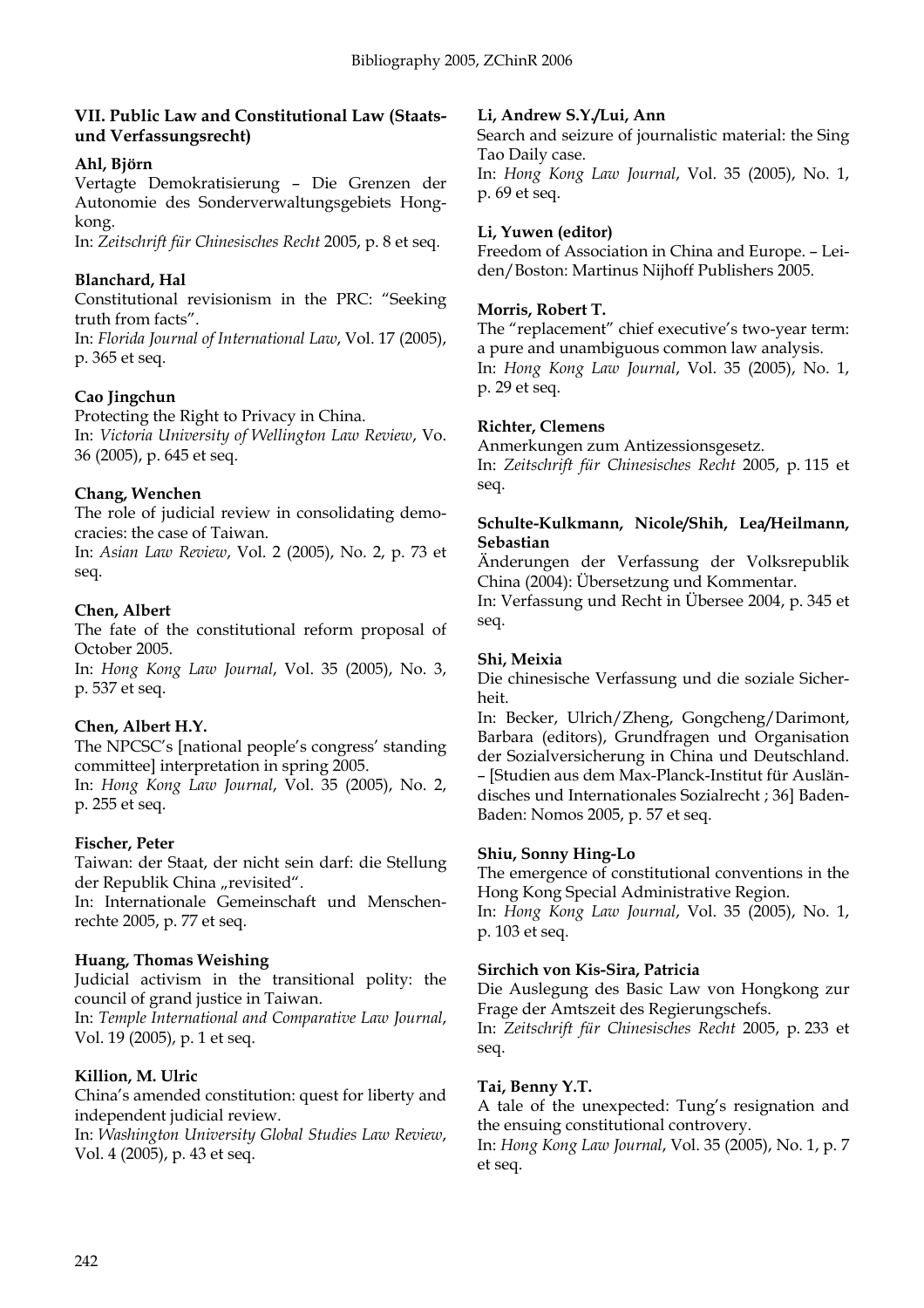## VII. Public Law and Constitutional Law (Staats- und Verfassungsrecht)

**Ahl, Björn**
Vertagte Demokratisierung – Die Grenzen der Autonomie des Sonderverwaltungsgebiets Hongkong.
In: *Zeitschrift für Chinesisches Recht* 2005, p. 8 et seq.

**Blanchard, Hal**
Constitutional revisionism in the PRC: "Seeking truth from facts".
In: *Florida Journal of International Law*, Vol. 17 (2005), p. 365 et seq.

**Cao Jingchun**
Protecting the Right to Privacy in China.
In: *Victoria University of Wellington Law Review*, Vo. 36 (2005), p. 645 et seq.

**Chang, Wenchen**
The role of judicial review in consolidating democracies: the case of Taiwan.
In: *Asian Law Review*, Vol. 2 (2005), No. 2, p. 73 et seq.

**Chen, Albert**
The fate of the constitutional reform proposal of October 2005.
In: *Hong Kong Law Journal*, Vol. 35 (2005), No. 3, p. 537 et seq.

**Chen, Albert H.Y.**
The NPCSC's [national people's congress' standing committee] interpretation in spring 2005.
In: *Hong Kong Law Journal*, Vol. 35 (2005), No. 2, p. 255 et seq.

**Fischer, Peter**
Taiwan: der Staat, der nicht sein darf: die Stellung der Republik China „revisited".
In: Internationale Gemeinschaft und Menschenrechte 2005, p. 77 et seq.

**Huang, Thomas Weishing**
Judicial activism in the transitional polity: the council of grand justice in Taiwan.
In: *Temple International and Comparative Law Journal*, Vol. 19 (2005), p. 1 et seq.

**Killion, M. Ulric**
China's amended constitution: quest for liberty and independent judicial review.
In: *Washington University Global Studies Law Review*, Vol. 4 (2005), p. 43 et seq.

**Li, Andrew S.Y./Lui, Ann**
Search and seizure of journalistic material: the Sing Tao Daily case.
In: *Hong Kong Law Journal*, Vol. 35 (2005), No. 1, p. 69 et seq.

**Li, Yuwen (editor)**
Freedom of Association in China and Europe. – Leiden/Boston: Martinus Nijhoff Publishers 2005.

**Morris, Robert T.**
The "replacement" chief executive's two-year term: a pure and unambiguous common law analysis.
In: *Hong Kong Law Journal*, Vol. 35 (2005), No. 1, p. 29 et seq.

**Richter, Clemens**
Anmerkungen zum Antizessionsgesetz.
In: *Zeitschrift für Chinesisches Recht* 2005, p. 115 et seq.

**Schulte-Kulkmann, Nicole/Shih, Lea/Heilmann, Sebastian**
Änderungen der Verfassung der Volksrepublik China (2004): Übersetzung und Kommentar.
In: Verfassung und Recht in Übersee 2004, p. 345 et seq.

**Shi, Meixia**
Die chinesische Verfassung und die soziale Sicherheit.
In: Becker, Ulrich/Zheng, Gongcheng/Darimont, Barbara (editors), Grundfragen und Organisation der Sozialversicherung in China und Deutschland. – [Studien aus dem Max-Planck-Institut für Ausländisches und Internationales Sozialrecht ; 36] Baden-Baden: Nomos 2005, p. 57 et seq.

**Shiu, Sonny Hing-Lo**
The emergence of constitutional conventions in the Hong Kong Special Administrative Region.
In: *Hong Kong Law Journal*, Vol. 35 (2005), No. 1, p. 103 et seq.

**Sirchich von Kis-Sira, Patricia**
Die Auslegung des Basic Law von Hongkong zur Frage der Amtszeit des Regierungschefs.
In: *Zeitschrift für Chinesisches Recht* 2005, p. 233 et seq.

**Tai, Benny Y.T.**
A tale of the unexpected: Tung's resignation and the ensuing constitutional controvery.
In: *Hong Kong Law Journal*, Vol. 35 (2005), No. 1, p. 7 et seq.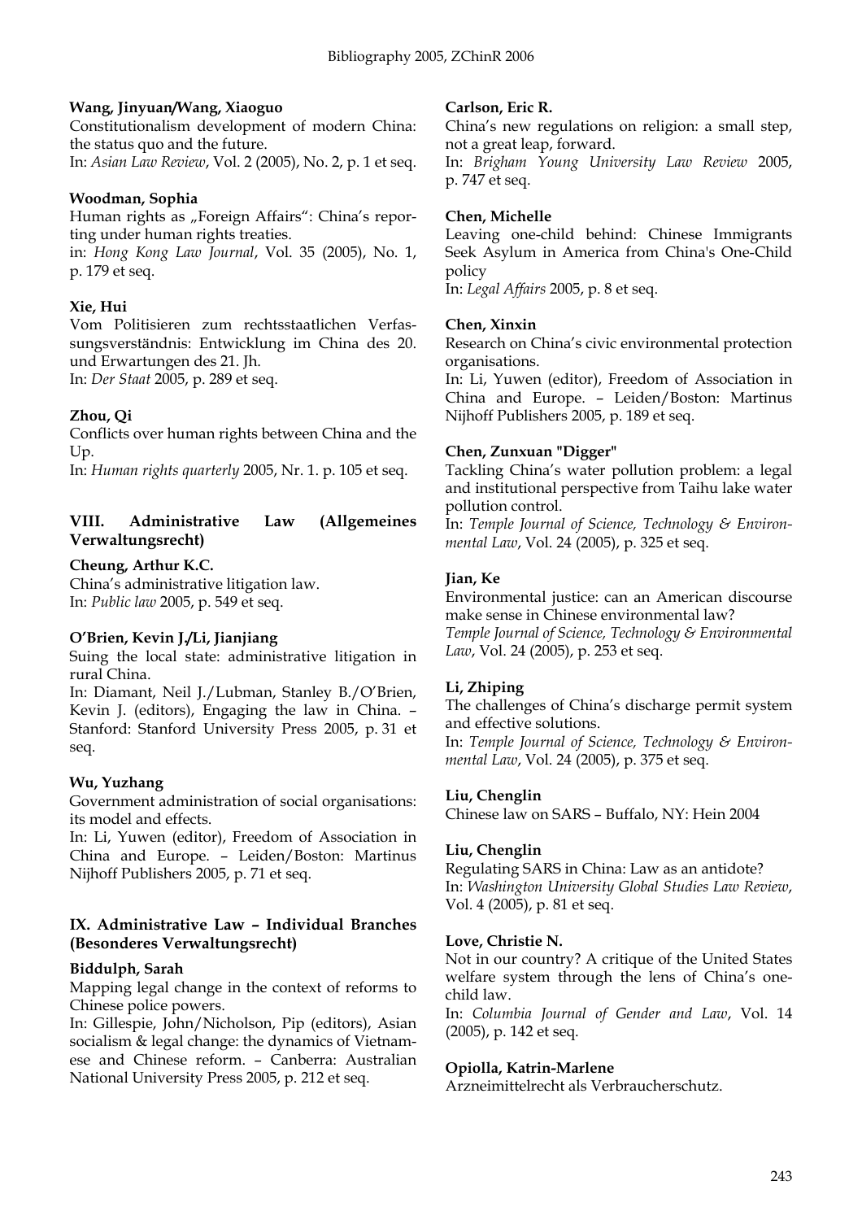**Wang, Jinyuan/Wang, Xiaoguo**
Constitutionalism development of modern China: the status quo and the future.
In: *Asian Law Review*, Vol. 2 (2005), No. 2, p. 1 et seq.

**Woodman, Sophia**
Human rights as „Foreign Affairs": China's reporting under human rights treaties.
in: *Hong Kong Law Journal*, Vol. 35 (2005), No. 1, p. 179 et seq.

**Xie, Hui**
Vom Politisieren zum rechtsstaatlichen Verfassungsverständnis: Entwicklung im China des 20. und Erwartungen des 21. Jh.
In: *Der Staat* 2005, p. 289 et seq.

**Zhou, Qi**
Conflicts over human rights between China and the Up.
In: *Human rights quarterly* 2005, Nr. 1. p. 105 et seq.

## VIII. Administrative Law (Allgemeines Verwaltungsrecht)

**Cheung, Arthur K.C.**
China's administrative litigation law.
In: *Public law* 2005, p. 549 et seq.

**O'Brien, Kevin J./Li, Jianjiang**
Suing the local state: administrative litigation in rural China.
In: Diamant, Neil J./Lubman, Stanley B./O'Brien, Kevin J. (editors), Engaging the law in China. – Stanford: Stanford University Press 2005, p. 31 et seq.

**Wu, Yuzhang**
Government administration of social organisations: its model and effects.
In: Li, Yuwen (editor), Freedom of Association in China and Europe. – Leiden/Boston: Martinus Nijhoff Publishers 2005, p. 71 et seq.

## IX. Administrative Law – Individual Branches (Besonderes Verwaltungsrecht)

**Biddulph, Sarah**
Mapping legal change in the context of reforms to Chinese police powers.
In: Gillespie, John/Nicholson, Pip (editors), Asian socialism & legal change: the dynamics of Vietnamese and Chinese reform. – Canberra: Australian National University Press 2005, p. 212 et seq.

**Carlson, Eric R.**
China's new regulations on religion: a small step, not a great leap, forward.
In: *Brigham Young University Law Review* 2005, p. 747 et seq.

**Chen, Michelle**
Leaving one-child behind: Chinese Immigrants Seek Asylum in America from China's One-Child policy
In: *Legal Affairs* 2005, p. 8 et seq.

**Chen, Xinxin**
Research on China's civic environmental protection organisations.
In: Li, Yuwen (editor), Freedom of Association in China and Europe. – Leiden/Boston: Martinus Nijhoff Publishers 2005, p. 189 et seq.

**Chen, Zunxuan "Digger"**
Tackling China's water pollution problem: a legal and institutional perspective from Taihu lake water pollution control.
In: *Temple Journal of Science, Technology & Environmental Law*, Vol. 24 (2005), p. 325 et seq.

**Jian, Ke**
Environmental justice: can an American discourse make sense in Chinese environmental law?
*Temple Journal of Science, Technology & Environmental Law*, Vol. 24 (2005), p. 253 et seq.

**Li, Zhiping**
The challenges of China's discharge permit system and effective solutions.
In: *Temple Journal of Science, Technology & Environmental Law*, Vol. 24 (2005), p. 375 et seq.

**Liu, Chenglin**
Chinese law on SARS – Buffalo, NY: Hein 2004

**Liu, Chenglin**
Regulating SARS in China: Law as an antidote?
In: *Washington University Global Studies Law Review*, Vol. 4 (2005), p. 81 et seq.

**Love, Christie N.**
Not in our country? A critique of the United States welfare system through the lens of China's one-child law.
In: *Columbia Journal of Gender and Law*, Vol. 14 (2005), p. 142 et seq.

**Opiolla, Katrin-Marlene**
Arzneimittelrecht als Verbraucherschutz.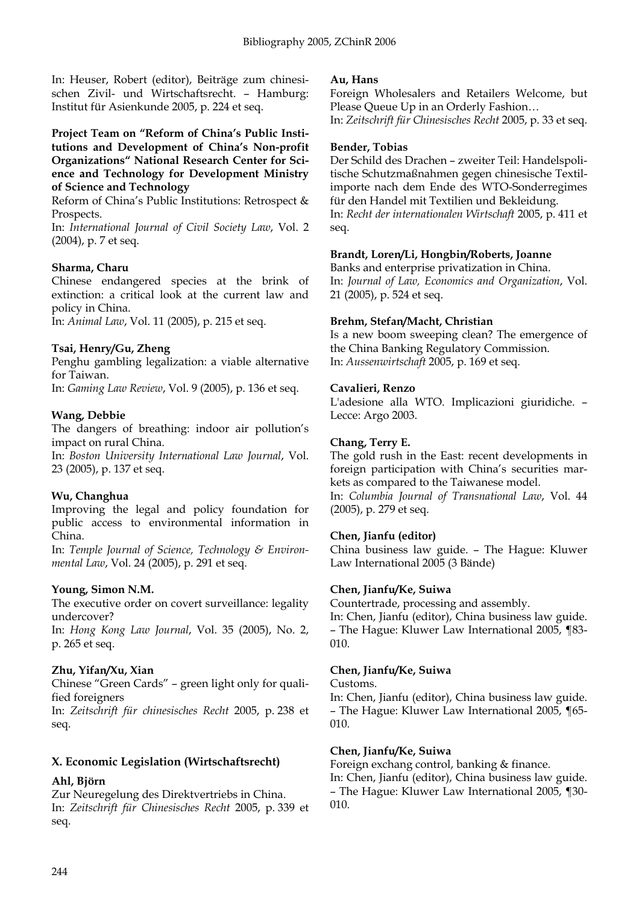In: Heuser, Robert (editor), Beiträge zum chinesischen Zivil- und Wirtschaftsrecht. – Hamburg: Institut für Asienkunde 2005, p. 224 et seq.

**Project Team on "Reform of China's Public Institutions and Development of China's Non-profit Organizations" National Research Center for Science and Technology for Development Ministry of Science and Technology**
Reform of China's Public Institutions: Retrospect & Prospects.
In: *International Journal of Civil Society Law*, Vol. 2 (2004), p. 7 et seq.

**Sharma, Charu**
Chinese endangered species at the brink of extinction: a critical look at the current law and policy in China.
In: *Animal Law*, Vol. 11 (2005), p. 215 et seq.

**Tsai, Henry/Gu, Zheng**
Penghu gambling legalization: a viable alternative for Taiwan.
In: *Gaming Law Review*, Vol. 9 (2005), p. 136 et seq.

**Wang, Debbie**
The dangers of breathing: indoor air pollution's impact on rural China.
In: *Boston University International Law Journal*, Vol. 23 (2005), p. 137 et seq.

**Wu, Changhua**
Improving the legal and policy foundation for public access to environmental information in China.
In: *Temple Journal of Science, Technology & Environmental Law*, Vol. 24 (2005), p. 291 et seq.

**Young, Simon N.M.**
The executive order on covert surveillance: legality undercover?
In: *Hong Kong Law Journal*, Vol. 35 (2005), No. 2, p. 265 et seq.

**Zhu, Yifan/Xu, Xian**
Chinese "Green Cards" – green light only for qualified foreigners
In: *Zeitschrift für chinesisches Recht* 2005, p. 238 et seq.

## X. Economic Legislation (Wirtschaftsrecht)

**Ahl, Björn**
Zur Neuregelung des Direktvertriebs in China.
In: *Zeitschrift für Chinesisches Recht* 2005, p. 339 et seq.

**Au, Hans**
Foreign Wholesalers and Retailers Welcome, but Please Queue Up in an Orderly Fashion…
In: *Zeitschrift für Chinesisches Recht* 2005, p. 33 et seq.

**Bender, Tobias**
Der Schild des Drachen – zweiter Teil: Handelspolitische Schutzmaßnahmen gegen chinesische Textilimporte nach dem Ende des WTO-Sonderregimes für den Handel mit Textilien und Bekleidung.
In: *Recht der internationalen Wirtschaft* 2005, p. 411 et seq.

**Brandt, Loren/Li, Hongbin/Roberts, Joanne**
Banks and enterprise privatization in China.
In: *Journal of Law, Economics and Organization*, Vol. 21 (2005), p. 524 et seq.

**Brehm, Stefan/Macht, Christian**
Is a new boom sweeping clean? The emergence of the China Banking Regulatory Commission.
In: *Aussenwirtschaft* 2005, p. 169 et seq.

**Cavalieri, Renzo**
L'adesione alla WTO. Implicazioni giuridiche. – Lecce: Argo 2003.

**Chang, Terry E.**
The gold rush in the East: recent developments in foreign participation with China's securities markets as compared to the Taiwanese model.
In: *Columbia Journal of Transnational Law*, Vol. 44 (2005), p. 279 et seq.

**Chen, Jianfu (editor)**
China business law guide. – The Hague: Kluwer Law International 2005 (3 Bände)

**Chen, Jianfu/Ke, Suiwa**
Countertrade, processing and assembly.
In: Chen, Jianfu (editor), China business law guide. – The Hague: Kluwer Law International 2005, ¶83-010.

**Chen, Jianfu/Ke, Suiwa**
Customs.
In: Chen, Jianfu (editor), China business law guide. – The Hague: Kluwer Law International 2005, ¶65-010.

**Chen, Jianfu/Ke, Suiwa**
Foreign exchang control, banking & finance.
In: Chen, Jianfu (editor), China business law guide. – The Hague: Kluwer Law International 2005, ¶30-010.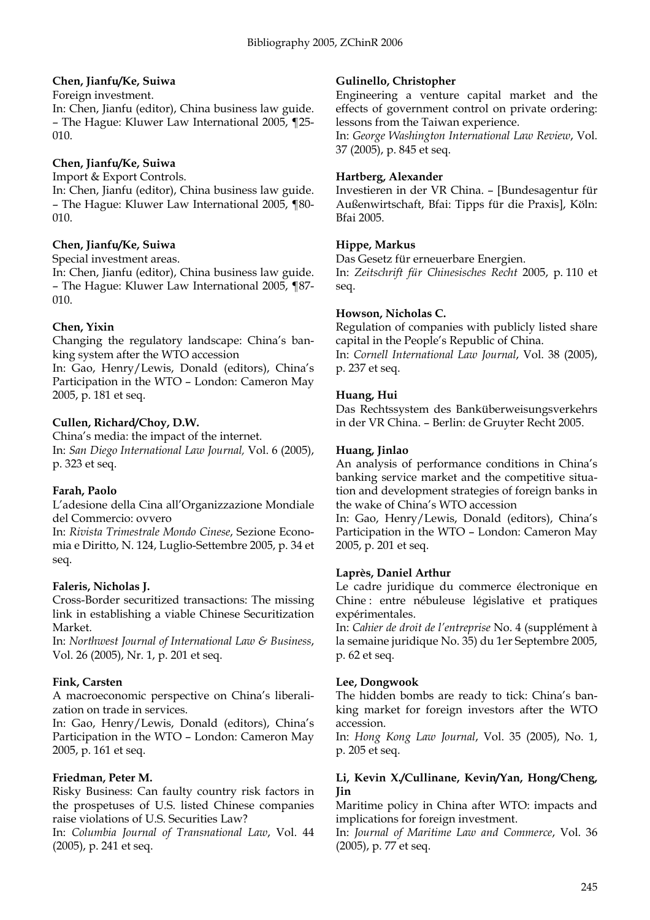**Chen, Jianfu/Ke, Suiwa**

Foreign investment.

In: Chen, Jianfu (editor), China business law guide. – The Hague: Kluwer Law International 2005, ¶25-010.

**Chen, Jianfu/Ke, Suiwa**

Import & Export Controls.

In: Chen, Jianfu (editor), China business law guide. – The Hague: Kluwer Law International 2005, ¶80-010.

**Chen, Jianfu/Ke, Suiwa**

Special investment areas.

In: Chen, Jianfu (editor), China business law guide. – The Hague: Kluwer Law International 2005, ¶87-010.

**Chen, Yixin**

Changing the regulatory landscape: China's banking system after the WTO accession

In: Gao, Henry/Lewis, Donald (editors), China's Participation in the WTO – London: Cameron May 2005, p. 181 et seq.

**Cullen, Richard/Choy, D.W.**

China's media: the impact of the internet.

In: *San Diego International Law Journal,* Vol. 6 (2005), p. 323 et seq.

**Farah, Paolo**

L'adesione della Cina all'Organizzazione Mondiale del Commercio: ovvero

In: *Rivista Trimestrale Mondo Cinese*, Sezione Economia e Diritto, N. 124, Luglio-Settembre 2005, p. 34 et seq.

**Faleris, Nicholas J.**

Cross-Border securitized transactions: The missing link in establishing a viable Chinese Securitization Market.

In: *Northwest Journal of International Law & Business*, Vol. 26 (2005), Nr. 1, p. 201 et seq.

**Fink, Carsten**

A macroeconomic perspective on China's liberalization on trade in services.

In: Gao, Henry/Lewis, Donald (editors), China's Participation in the WTO – London: Cameron May 2005, p. 161 et seq.

**Friedman, Peter M.**

Risky Business: Can faulty country risk factors in the prospetuses of U.S. listed Chinese companies raise violations of U.S. Securities Law?

In: *Columbia Journal of Transnational Law*, Vol. 44 (2005), p. 241 et seq.

**Gulinello, Christopher**

Engineering a venture capital market and the effects of government control on private ordering: lessons from the Taiwan experience.

In: *George Washington International Law Review*, Vol. 37 (2005), p. 845 et seq.

**Hartberg, Alexander**

Investieren in der VR China. – [Bundesagentur für Außenwirtschaft, Bfai: Tipps für die Praxis], Köln: Bfai 2005.

**Hippe, Markus**

Das Gesetz für erneuerbare Energien.

In: *Zeitschrift für Chinesisches Recht* 2005, p. 110 et seq.

**Howson, Nicholas C.**

Regulation of companies with publicly listed share capital in the People's Republic of China.

In: *Cornell International Law Journal*, Vol. 38 (2005), p. 237 et seq.

**Huang, Hui**

Das Rechtssystem des Banküberweisungsverkehrs in der VR China. – Berlin: de Gruyter Recht 2005.

**Huang, Jinlao**

An analysis of performance conditions in China's banking service market and the competitive situation and development strategies of foreign banks in the wake of China's WTO accession

In: Gao, Henry/Lewis, Donald (editors), China's Participation in the WTO – London: Cameron May 2005, p. 201 et seq.

**Laprès, Daniel Arthur**

Le cadre juridique du commerce électronique en Chine : entre nébuleuse législative et pratiques expérimentales.

In: *Cahier de droit de l'entreprise* No. 4 (supplément à la semaine juridique No. 35) du 1er Septembre 2005, p. 62 et seq.

**Lee, Dongwook**

The hidden bombs are ready to tick: China's banking market for foreign investors after the WTO accession.

In: *Hong Kong Law Journal*, Vol. 35 (2005), No. 1, p. 205 et seq.

**Li, Kevin X./Cullinane, Kevin/Yan, Hong/Cheng, Jin**

Maritime policy in China after WTO: impacts and implications for foreign investment.

In: *Journal of Maritime Law and Commerce*, Vol. 36 (2005), p. 77 et seq.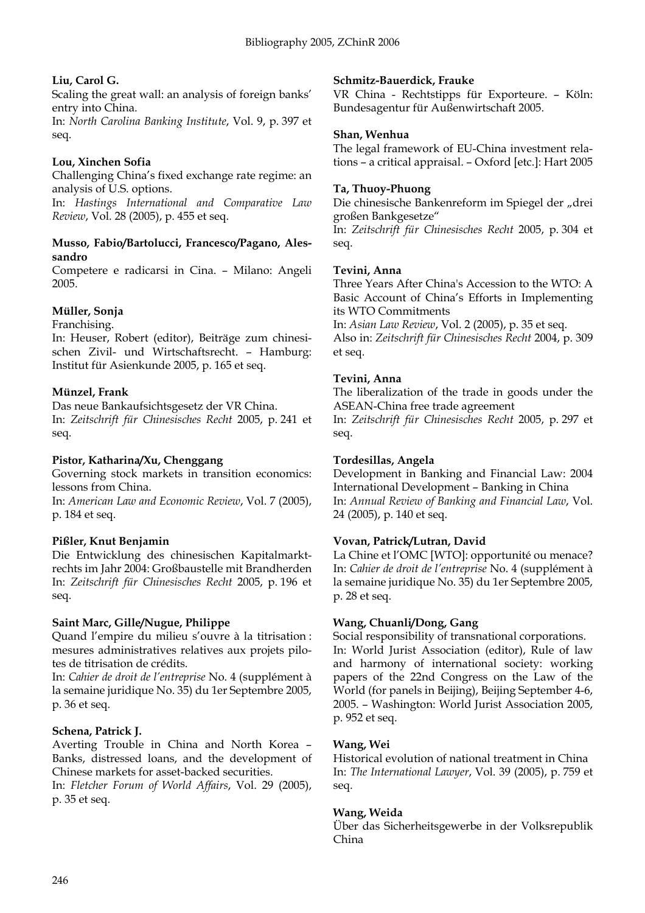**Liu, Carol G.**

Scaling the great wall: an analysis of foreign banks' entry into China.

In: *North Carolina Banking Institute*, Vol. 9, p. 397 et seq.

**Lou, Xinchen Sofia**

Challenging China's fixed exchange rate regime: an analysis of U.S. options.

In: *Hastings International and Comparative Law Review*, Vol. 28 (2005), p. 455 et seq.

**Musso, Fabio/Bartolucci, Francesco/Pagano, Alessandro**

Competere e radicarsi in Cina. – Milano: Angeli 2005.

**Müller, Sonja**

Franchising.

In: Heuser, Robert (editor), Beiträge zum chinesischen Zivil- und Wirtschaftsrecht. – Hamburg: Institut für Asienkunde 2005, p. 165 et seq.

**Münzel, Frank**

Das neue Bankaufsichtsgesetz der VR China.

In: *Zeitschrift für Chinesisches Recht* 2005, p. 241 et seq.

**Pistor, Katharina/Xu, Chenggang**

Governing stock markets in transition economics: lessons from China.

In: *American Law and Economic Review*, Vol. 7 (2005), p. 184 et seq.

**Pißler, Knut Benjamin**

Die Entwicklung des chinesischen Kapitalmarktrechts im Jahr 2004: Großbaustelle mit Brandherden

In: *Zeitschrift für Chinesisches Recht* 2005, p. 196 et seq.

**Saint Marc, Gille/Nugue, Philippe**

Quand l'empire du milieu s'ouvre à la titrisation : mesures administratives relatives aux projets pilotes de titrisation de crédits.

In: *Cahier de droit de l'entreprise* No. 4 (supplément à la semaine juridique No. 35) du 1er Septembre 2005, p. 36 et seq.

**Schena, Patrick J.**

Averting Trouble in China and North Korea – Banks, distressed loans, and the development of Chinese markets for asset-backed securities.

In: *Fletcher Forum of World Affairs*, Vol. 29 (2005), p. 35 et seq.

**Schmitz-Bauerdick, Frauke**

VR China - Rechtstipps für Exporteure. – Köln: Bundesagentur für Außenwirtschaft 2005.

**Shan, Wenhua**

The legal framework of EU-China investment relations – a critical appraisal. – Oxford [etc.]: Hart 2005

**Ta, Thuoy-Phuong**

Die chinesische Bankenreform im Spiegel der „drei großen Bankgesetze"

In: *Zeitschrift für Chinesisches Recht* 2005, p. 304 et seq.

**Tevini, Anna**

Three Years After China's Accession to the WTO: A Basic Account of China's Efforts in Implementing its WTO Commitments

In: *Asian Law Review*, Vol. 2 (2005), p. 35 et seq.

Also in: *Zeitschrift für Chinesisches Recht* 2004, p. 309 et seq.

**Tevini, Anna**

The liberalization of the trade in goods under the ASEAN-China free trade agreement

In: *Zeitschrift für Chinesisches Recht* 2005, p. 297 et seq.

**Tordesillas, Angela**

Development in Banking and Financial Law: 2004 International Development – Banking in China

In: *Annual Review of Banking and Financial Law*, Vol. 24 (2005), p. 140 et seq.

**Vovan, Patrick/Lutran, David**

La Chine et l'OMC [WTO]: opportunité ou menace?

In: *Cahier de droit de l'entreprise* No. 4 (supplément à la semaine juridique No. 35) du 1er Septembre 2005, p. 28 et seq.

**Wang, Chuanli/Dong, Gang**

Social responsibility of transnational corporations.

In: World Jurist Association (editor), Rule of law and harmony of international society: working papers of the 22nd Congress on the Law of the World (for panels in Beijing), Beijing September 4-6, 2005. – Washington: World Jurist Association 2005, p. 952 et seq.

**Wang, Wei**

Historical evolution of national treatment in China

In: *The International Lawyer*, Vol. 39 (2005), p. 759 et seq.

**Wang, Weida**

Über das Sicherheitsgewerbe in der Volksrepublik China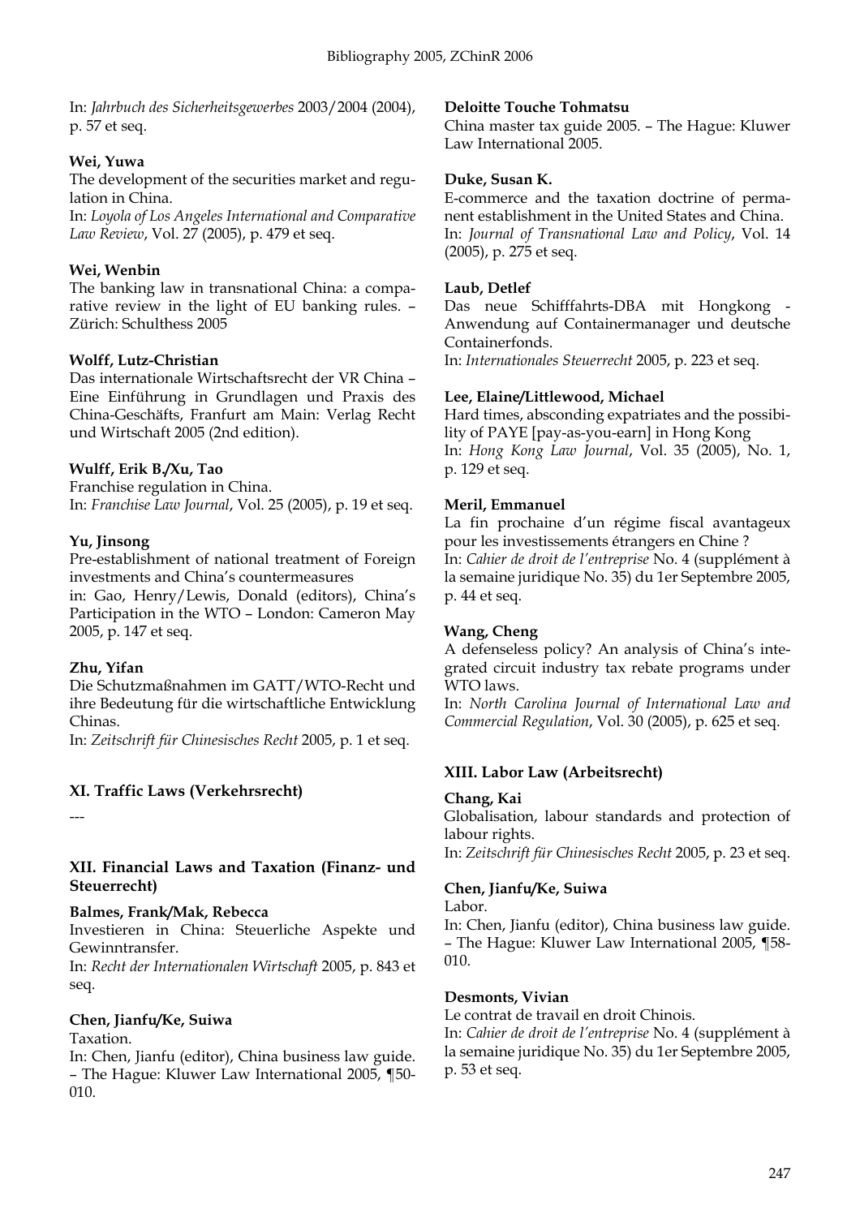In: *Jahrbuch des Sicherheitsgewerbes* 2003/2004 (2004), p. 57 et seq.

**Wei, Yuwa**
The development of the securities market and regulation in China.
In: *Loyola of Los Angeles International and Comparative Law Review*, Vol. 27 (2005), p. 479 et seq.

**Wei, Wenbin**
The banking law in transnational China: a comparative review in the light of EU banking rules. – Zürich: Schulthess 2005

**Wolff, Lutz-Christian**
Das internationale Wirtschaftsrecht der VR China – Eine Einführung in Grundlagen und Praxis des China-Geschäfts, Franfurt am Main: Verlag Recht und Wirtschaft 2005 (2nd edition).

**Wulff, Erik B./Xu, Tao**
Franchise regulation in China.
In: *Franchise Law Journal*, Vol. 25 (2005), p. 19 et seq.

**Yu, Jinsong**
Pre-establishment of national treatment of Foreign investments and China's countermeasures
in: Gao, Henry/Lewis, Donald (editors), China's Participation in the WTO – London: Cameron May 2005, p. 147 et seq.

**Zhu, Yifan**
Die Schutzmaßnahmen im GATT/WTO-Recht und ihre Bedeutung für die wirtschaftliche Entwicklung Chinas.
In: *Zeitschrift für Chinesisches Recht* 2005, p. 1 et seq.

### XI. Traffic Laws (Verkehrsrecht)

---

### XII. Financial Laws and Taxation (Finanz- und Steuerrecht)

**Balmes, Frank/Mak, Rebecca**
Investieren in China: Steuerliche Aspekte und Gewinntransfer.
In: *Recht der Internationalen Wirtschaft* 2005, p. 843 et seq.

**Chen, Jianfu/Ke, Suiwa**
Taxation.
In: Chen, Jianfu (editor), China business law guide. – The Hague: Kluwer Law International 2005, ¶50-010.

**Deloitte Touche Tohmatsu**
China master tax guide 2005. – The Hague: Kluwer Law International 2005.

**Duke, Susan K.**
E-commerce and the taxation doctrine of permanent establishment in the United States and China.
In: *Journal of Transnational Law and Policy*, Vol. 14 (2005), p. 275 et seq.

**Laub, Detlef**
Das neue Schifffahrts-DBA mit Hongkong - Anwendung auf Containermanager und deutsche Containerfonds.
In: *Internationales Steuerrecht* 2005, p. 223 et seq.

**Lee, Elaine/Littlewood, Michael**
Hard times, absconding expatriates and the possibility of PAYE [pay-as-you-earn] in Hong Kong
In: *Hong Kong Law Journal*, Vol. 35 (2005), No. 1, p. 129 et seq.

**Meril, Emmanuel**
La fin prochaine d'un régime fiscal avantageux pour les investissements étrangers en Chine ?
In: *Cahier de droit de l'entreprise* No. 4 (supplément à la semaine juridique No. 35) du 1er Septembre 2005, p. 44 et seq.

**Wang, Cheng**
A defenseless policy? An analysis of China's integrated circuit industry tax rebate programs under WTO laws.
In: *North Carolina Journal of International Law and Commercial Regulation*, Vol. 30 (2005), p. 625 et seq.

### XIII. Labor Law (Arbeitsrecht)

**Chang, Kai**
Globalisation, labour standards and protection of labour rights.
In: *Zeitschrift für Chinesisches Recht* 2005, p. 23 et seq.

**Chen, Jianfu/Ke, Suiwa**
Labor.
In: Chen, Jianfu (editor), China business law guide. – The Hague: Kluwer Law International 2005, ¶58-010.

**Desmonts, Vivian**
Le contrat de travail en droit Chinois.
In: *Cahier de droit de l'entreprise* No. 4 (supplément à la semaine juridique No. 35) du 1er Septembre 2005, p. 53 et seq.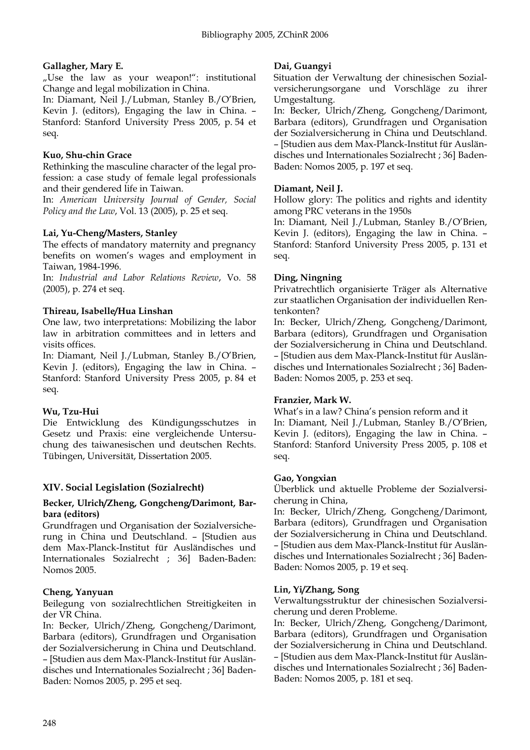**Gallagher, Mary E.**
„Use the law as your weapon!“: institutional Change and legal mobilization in China.
In: Diamant, Neil J./Lubman, Stanley B./O'Brien, Kevin J. (editors), Engaging the law in China. – Stanford: Stanford University Press 2005, p. 54 et seq.

**Kuo, Shu-chin Grace**
Rethinking the masculine character of the legal profession: a case study of female legal professionals and their gendered life in Taiwan.
In: *American University Journal of Gender, Social Policy and the Law*, Vol. 13 (2005), p. 25 et seq.

**Lai, Yu-Cheng/Masters, Stanley**
The effects of mandatory maternity and pregnancy benefits on women's wages and employment in Taiwan, 1984-1996.
In: *Industrial and Labor Relations Review*, Vo. 58 (2005), p. 274 et seq.

**Thireau, Isabelle/Hua Linshan**
One law, two interpretations: Mobilizing the labor law in arbitration committees and in letters and visits offices.
In: Diamant, Neil J./Lubman, Stanley B./O'Brien, Kevin J. (editors), Engaging the law in China. – Stanford: Stanford University Press 2005, p. 84 et seq.

**Wu, Tzu-Hui**
Die Entwicklung des Kündigungsschutzes in Gesetz und Praxis: eine vergleichende Untersuchung des taiwanesischen und deutschen Rechts. Tübingen, Universität, Dissertation 2005.

## XIV. Social Legislation (Sozialrecht)

**Becker, Ulrich/Zheng, Gongcheng/Darimont, Barbara (editors)**
Grundfragen und Organisation der Sozialversicherung in China und Deutschland. – [Studien aus dem Max-Planck-Institut für Ausländisches und Internationales Sozialrecht ; 36] Baden-Baden: Nomos 2005.

**Cheng, Yanyuan**
Beilegung von sozialrechtlichen Streitigkeiten in der VR China.
In: Becker, Ulrich/Zheng, Gongcheng/Darimont, Barbara (editors), Grundfragen und Organisation der Sozialversicherung in China und Deutschland. – [Studien aus dem Max-Planck-Institut für Ausländisches und Internationales Sozialrecht ; 36] Baden-Baden: Nomos 2005, p. 295 et seq.

**Dai, Guangyi**
Situation der Verwaltung der chinesischen Sozialversicherungsorgane und Vorschläge zu ihrer Umgestaltung.
In: Becker, Ulrich/Zheng, Gongcheng/Darimont, Barbara (editors), Grundfragen und Organisation der Sozialversicherung in China und Deutschland. – [Studien aus dem Max-Planck-Institut für Ausländisches und Internationales Sozialrecht ; 36] Baden-Baden: Nomos 2005, p. 197 et seq.

**Diamant, Neil J.**
Hollow glory: The politics and rights and identity among PRC veterans in the 1950s
In: Diamant, Neil J./Lubman, Stanley B./O'Brien, Kevin J. (editors), Engaging the law in China. – Stanford: Stanford University Press 2005, p. 131 et seq.

**Ding, Ningning**
Privatrechtlich organisierte Träger als Alternative zur staatlichen Organisation der individuellen Rentenkonten?
In: Becker, Ulrich/Zheng, Gongcheng/Darimont, Barbara (editors), Grundfragen und Organisation der Sozialversicherung in China und Deutschland. – [Studien aus dem Max-Planck-Institut für Ausländisches und Internationales Sozialrecht ; 36] Baden-Baden: Nomos 2005, p. 253 et seq.

**Franzier, Mark W.**
What's in a law? China's pension reform and it
In: Diamant, Neil J./Lubman, Stanley B./O'Brien, Kevin J. (editors), Engaging the law in China. – Stanford: Stanford University Press 2005, p. 108 et seq.

**Gao, Yongxian**
Überblick und aktuelle Probleme der Sozialversicherung in China,
In: Becker, Ulrich/Zheng, Gongcheng/Darimont, Barbara (editors), Grundfragen und Organisation der Sozialversicherung in China und Deutschland. – [Studien aus dem Max-Planck-Institut für Ausländisches und Internationales Sozialrecht ; 36] Baden-Baden: Nomos 2005, p. 19 et seq.

**Lin, Yi/Zhang, Song**
Verwaltungsstruktur der chinesischen Sozialversicherung und deren Probleme.
In: Becker, Ulrich/Zheng, Gongcheng/Darimont, Barbara (editors), Grundfragen und Organisation der Sozialversicherung in China und Deutschland. – [Studien aus dem Max-Planck-Institut für Ausländisches und Internationales Sozialrecht ; 36] Baden-Baden: Nomos 2005, p. 181 et seq.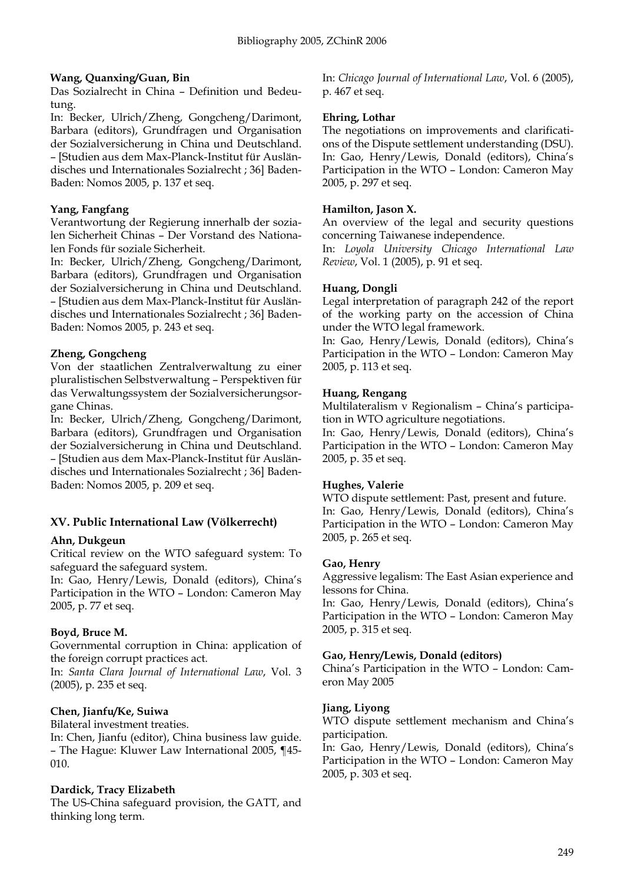**Wang, Quanxing/Guan, Bin**

Das Sozialrecht in China – Definition und Bedeutung.

In: Becker, Ulrich/Zheng, Gongcheng/Darimont, Barbara (editors), Grundfragen und Organisation der Sozialversicherung in China und Deutschland. – [Studien aus dem Max-Planck-Institut für Ausländisches und Internationales Sozialrecht ; 36] Baden-Baden: Nomos 2005, p. 137 et seq.

**Yang, Fangfang**

Verantwortung der Regierung innerhalb der sozialen Sicherheit Chinas – Der Vorstand des Nationalen Fonds für soziale Sicherheit.

In: Becker, Ulrich/Zheng, Gongcheng/Darimont, Barbara (editors), Grundfragen und Organisation der Sozialversicherung in China und Deutschland. – [Studien aus dem Max-Planck-Institut für Ausländisches und Internationales Sozialrecht ; 36] Baden-Baden: Nomos 2005, p. 243 et seq.

**Zheng, Gongcheng**

Von der staatlichen Zentralverwaltung zu einer pluralistischen Selbstverwaltung – Perspektiven für das Verwaltungssystem der Sozialversicherungsorgane Chinas.

In: Becker, Ulrich/Zheng, Gongcheng/Darimont, Barbara (editors), Grundfragen und Organisation der Sozialversicherung in China und Deutschland. – [Studien aus dem Max-Planck-Institut für Ausländisches und Internationales Sozialrecht ; 36] Baden-Baden: Nomos 2005, p. 209 et seq.

### XV. Public International Law (Völkerrecht)

**Ahn, Dukgeun**

Critical review on the WTO safeguard system: To safeguard the safeguard system.

In: Gao, Henry/Lewis, Donald (editors), China's Participation in the WTO – London: Cameron May 2005, p. 77 et seq.

**Boyd, Bruce M.**

Governmental corruption in China: application of the foreign corrupt practices act.

In: *Santa Clara Journal of International Law*, Vol. 3 (2005), p. 235 et seq.

**Chen, Jianfu/Ke, Suiwa**

Bilateral investment treaties.

In: Chen, Jianfu (editor), China business law guide. – The Hague: Kluwer Law International 2005, ¶45-010.

**Dardick, Tracy Elizabeth**

The US-China safeguard provision, the GATT, and thinking long term.

In: *Chicago Journal of International Law*, Vol. 6 (2005), p. 467 et seq.

**Ehring, Lothar**

The negotiations on improvements and clarifications of the Dispute settlement understanding (DSU).

In: Gao, Henry/Lewis, Donald (editors), China's Participation in the WTO – London: Cameron May 2005, p. 297 et seq.

**Hamilton, Jason X.**

An overview of the legal and security questions concerning Taiwanese independence.

In: *Loyola University Chicago International Law Review*, Vol. 1 (2005), p. 91 et seq.

**Huang, Dongli**

Legal interpretation of paragraph 242 of the report of the working party on the accession of China under the WTO legal framework.

In: Gao, Henry/Lewis, Donald (editors), China's Participation in the WTO – London: Cameron May 2005, p. 113 et seq.

**Huang, Rengang**

Multilateralism v Regionalism – China's participation in WTO agriculture negotiations.

In: Gao, Henry/Lewis, Donald (editors), China's Participation in the WTO – London: Cameron May 2005, p. 35 et seq.

**Hughes, Valerie**

WTO dispute settlement: Past, present and future.

In: Gao, Henry/Lewis, Donald (editors), China's Participation in the WTO – London: Cameron May 2005, p. 265 et seq.

**Gao, Henry**

Aggressive legalism: The East Asian experience and lessons for China.

In: Gao, Henry/Lewis, Donald (editors), China's Participation in the WTO – London: Cameron May 2005, p. 315 et seq.

**Gao, Henry/Lewis, Donald (editors)**

China's Participation in the WTO – London: Cameron May 2005

**Jiang, Liyong**

WTO dispute settlement mechanism and China's participation.

In: Gao, Henry/Lewis, Donald (editors), China's Participation in the WTO – London: Cameron May 2005, p. 303 et seq.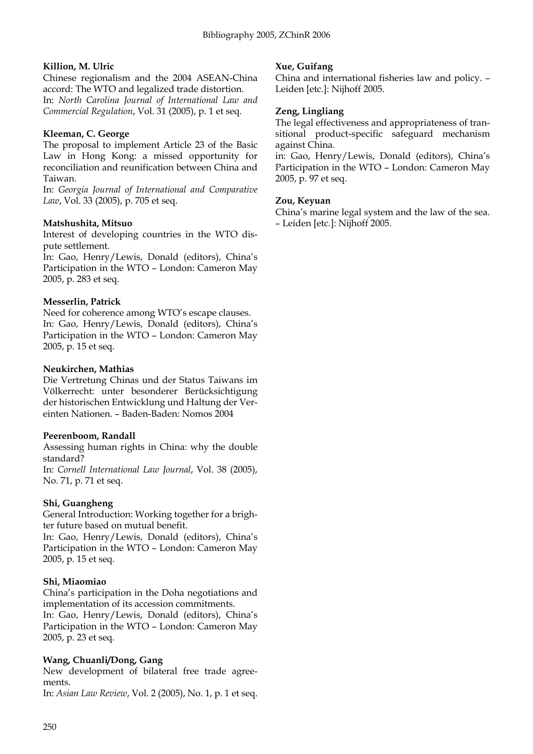**Killion, M. Ulric**
Chinese regionalism and the 2004 ASEAN-China accord: The WTO and legalized trade distortion.
In: *North Carolina Journal of International Law and Commercial Regulation*, Vol. 31 (2005), p. 1 et seq.

**Kleeman, C. George**
The proposal to implement Article 23 of the Basic Law in Hong Kong: a missed opportunity for reconciliation and reunification between China and Taiwan.
In: *Georgia Journal of International and Comparative Law*, Vol. 33 (2005), p. 705 et seq.

**Matshushita, Mitsuo**
Interest of developing countries in the WTO dispute settlement.
In: Gao, Henry/Lewis, Donald (editors), China's Participation in the WTO – London: Cameron May 2005, p. 283 et seq.

**Messerlin, Patrick**
Need for coherence among WTO's escape clauses.
In: Gao, Henry/Lewis, Donald (editors), China's Participation in the WTO – London: Cameron May 2005, p. 15 et seq.

**Neukirchen, Mathias**
Die Vertretung Chinas und der Status Taiwans im Völkerrecht: unter besonderer Berücksichtigung der historischen Entwicklung und Haltung der Vereinten Nationen. – Baden-Baden: Nomos 2004

**Peerenboom, Randall**
Assessing human rights in China: why the double standard?
In: *Cornell International Law Journal*, Vol. 38 (2005), No. 71, p. 71 et seq.

**Shi, Guangheng**
General Introduction: Working together for a brighter future based on mutual benefit.
In: Gao, Henry/Lewis, Donald (editors), China's Participation in the WTO – London: Cameron May 2005, p. 15 et seq.

**Shi, Miaomiao**
China's participation in the Doha negotiations and implementation of its accession commitments.
In: Gao, Henry/Lewis, Donald (editors), China's Participation in the WTO – London: Cameron May 2005, p. 23 et seq.

**Wang, Chuanli/Dong, Gang**
New development of bilateral free trade agreements.
In: *Asian Law Review*, Vol. 2 (2005), No. 1, p. 1 et seq.

**Xue, Guifang**
China and international fisheries law and policy. – Leiden [etc.]: Nijhoff 2005.

**Zeng, Lingliang**
The legal effectiveness and appropriateness of transitional product-specific safeguard mechanism against China.
in: Gao, Henry/Lewis, Donald (editors), China's Participation in the WTO – London: Cameron May 2005, p. 97 et seq.

**Zou, Keyuan**
China's marine legal system and the law of the sea. – Leiden [etc.]: Nijhoff 2005.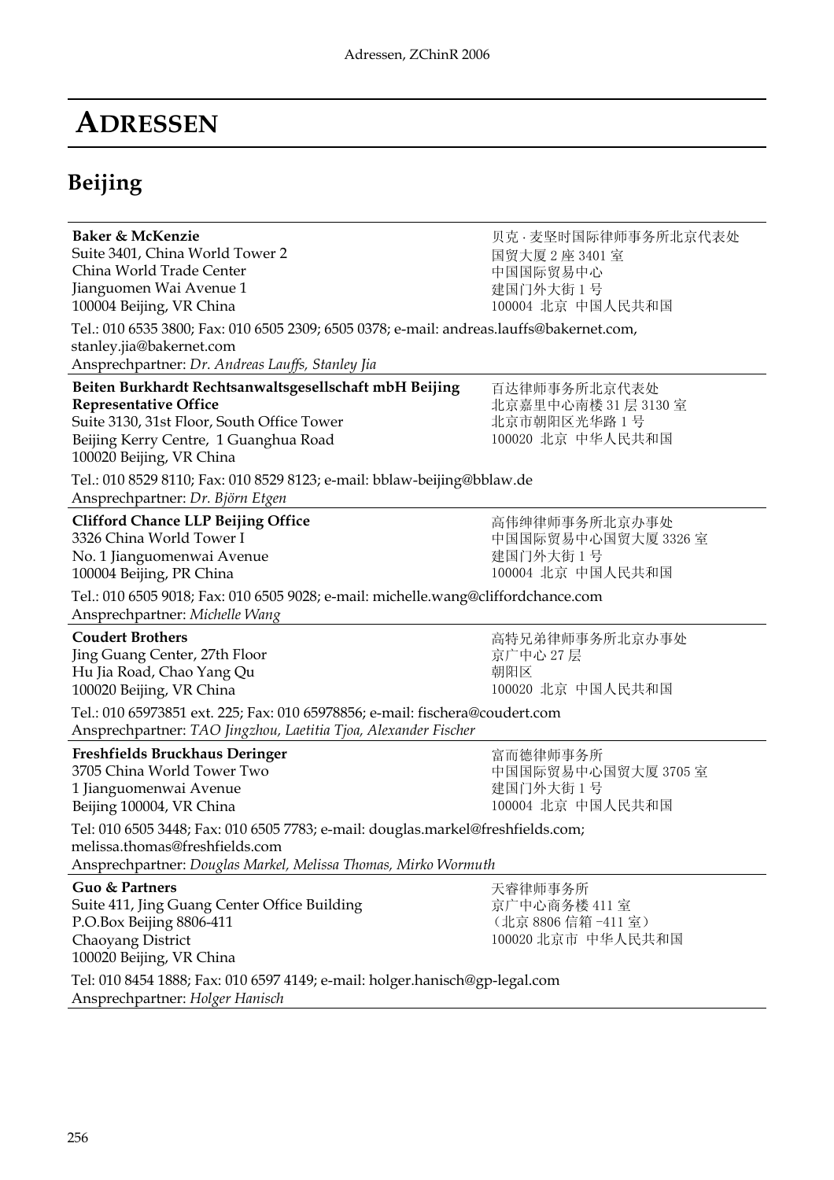# ADRESSEN

## Beijing

**Baker & McKenzie**
Suite 3401, China World Tower 2
China World Trade Center
Jianguomen Wai Avenue 1
100004 Beijing, VR China

贝克·麦坚时国际律师事务所北京代表处
国贸大厦 2 座 3401 室
中国国际贸易中心
建国门外大街 1 号
100004 北京 中国人民共和国

Tel.: 010 6535 3800; Fax: 010 6505 2309; 6505 0378; e-mail: andreas.lauffs@bakernet.com, stanley.jia@bakernet.com
Ansprechpartner: *Dr. Andreas Lauffs, Stanley Jia*

---

**Beiten Burkhardt Rechtsanwaltsgesellschaft mbH Beijing Representative Office**
Suite 3130, 31st Floor, South Office Tower
Beijing Kerry Centre, 1 Guanghua Road
100020 Beijing, VR China

百达律师事务所北京代表处
北京嘉里中心南楼 31 层 3130 室
北京市朝阳区光华路 1 号
100020 北京 中华人民共和国

Tel.: 010 8529 8110; Fax: 010 8529 8123; e-mail: bblaw-beijing@bblaw.de
Ansprechpartner: *Dr. Björn Etgen*

---

**Clifford Chance LLP Beijing Office**
3326 China World Tower I
No. 1 Jianguomenwai Avenue
100004 Beijing, PR China

高伟绅律师事务所北京办事处
中国国际贸易中心国贸大厦 3326 室
建国门外大街 1 号
100004 北京 中国人民共和国

Tel.: 010 6505 9018; Fax: 010 6505 9028; e-mail: michelle.wang@cliffordchance.com
Ansprechpartner: *Michelle Wang*

---

**Coudert Brothers**
Jing Guang Center, 27th Floor
Hu Jia Road, Chao Yang Qu
100020 Beijing, VR China

高特兄弟律师事务所北京办事处
京广中心 27 层
朝阳区
100020 北京 中国人民共和国

Tel.: 010 65973851 ext. 225; Fax: 010 65978856; e-mail: fischera@coudert.com
Ansprechpartner: *TAO Jingzhou, Laetitia Tjoa, Alexander Fischer*

---

**Freshfields Bruckhaus Deringer**
3705 China World Tower Two
1 Jianguomenwai Avenue
Beijing 100004, VR China

富而德律师事务所
中国国际贸易中心国贸大厦 3705 室
建国门外大街 1 号
100004 北京 中国人民共和国

Tel: 010 6505 3448; Fax: 010 6505 7783; e-mail: douglas.markel@freshfields.com; melissa.thomas@freshfields.com
Ansprechpartner: *Douglas Markel, Melissa Thomas, Mirko Wormuth*

---

**Guo & Partners**
Suite 411, Jing Guang Center Office Building
P.O.Box Beijing 8806-411
Chaoyang District
100020 Beijing, VR China

天睿律师事务所
京广中心商务楼 411 室
（北京 8806 信箱 -411 室）
100020 北京市 中华人民共和国

Tel: 010 8454 1888; Fax: 010 6597 4149; e-mail: holger.hanisch@gp-legal.com
Ansprechpartner: *Holger Hanisch*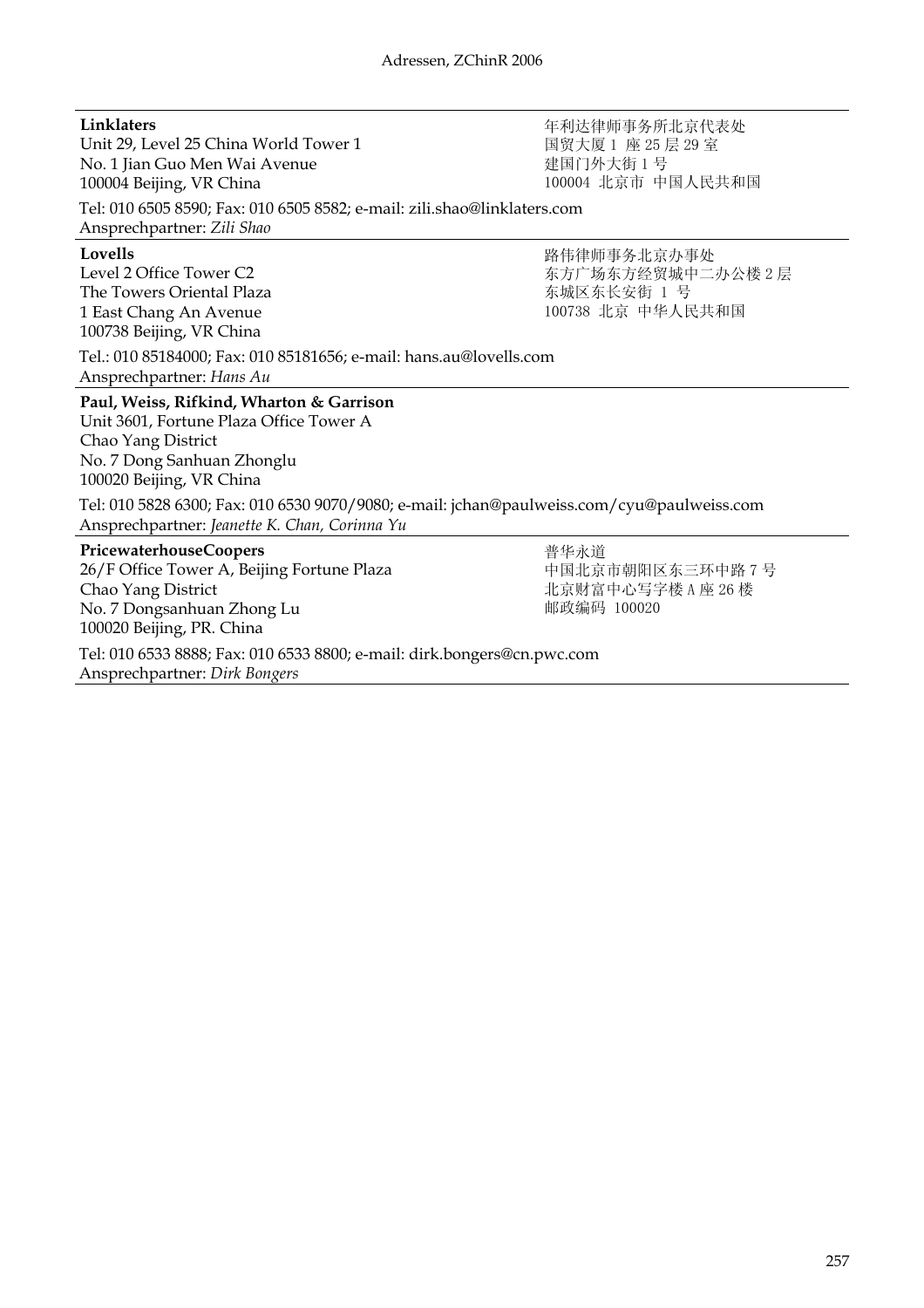**Linklaters**
Unit 29, Level 25 China World Tower 1
No. 1 Jian Guo Men Wai Avenue
100004 Beijing, VR China

年利达律师事务所北京代表处
国贸大厦 1 座 25 层 29 室
建国门外大街 1 号
100004 北京市 中国人民共和国

Tel: 010 6505 8590; Fax: 010 6505 8582; e-mail: zili.shao@linklaters.com
Ansprechpartner: *Zili Shao*

---

**Lovells**
Level 2 Office Tower C2
The Towers Oriental Plaza
1 East Chang An Avenue
100738 Beijing, VR China

路伟律师事务北京办事处
东方广场东方经贸城中二办公楼 2 层
东城区东长安街 1 号
100738 北京 中华人民共和国

Tel.: 010 85184000; Fax: 010 85181656; e-mail: hans.au@lovells.com
Ansprechpartner: *Hans Au*

---

**Paul, Weiss, Rifkind, Wharton & Garrison**
Unit 3601, Fortune Plaza Office Tower A
Chao Yang District
No. 7 Dong Sanhuan Zhonglu
100020 Beijing, VR China

Tel: 010 5828 6300; Fax: 010 6530 9070/9080; e-mail: jchan@paulweiss.com/cyu@paulweiss.com
Ansprechpartner: *Jeanette K. Chan, Corinna Yu*

---

**PricewaterhouseCoopers**
26/F Office Tower A, Beijing Fortune Plaza
Chao Yang District
No. 7 Dongsanhuan Zhong Lu
100020 Beijing, PR. China

普华永道
中国北京市朝阳区东三环中路 7 号
北京财富中心写字楼 A 座 26 楼
邮政编码 100020

Tel: 010 6533 8888; Fax: 010 6533 8800; e-mail: dirk.bongers@cn.pwc.com
Ansprechpartner: *Dirk Bongers*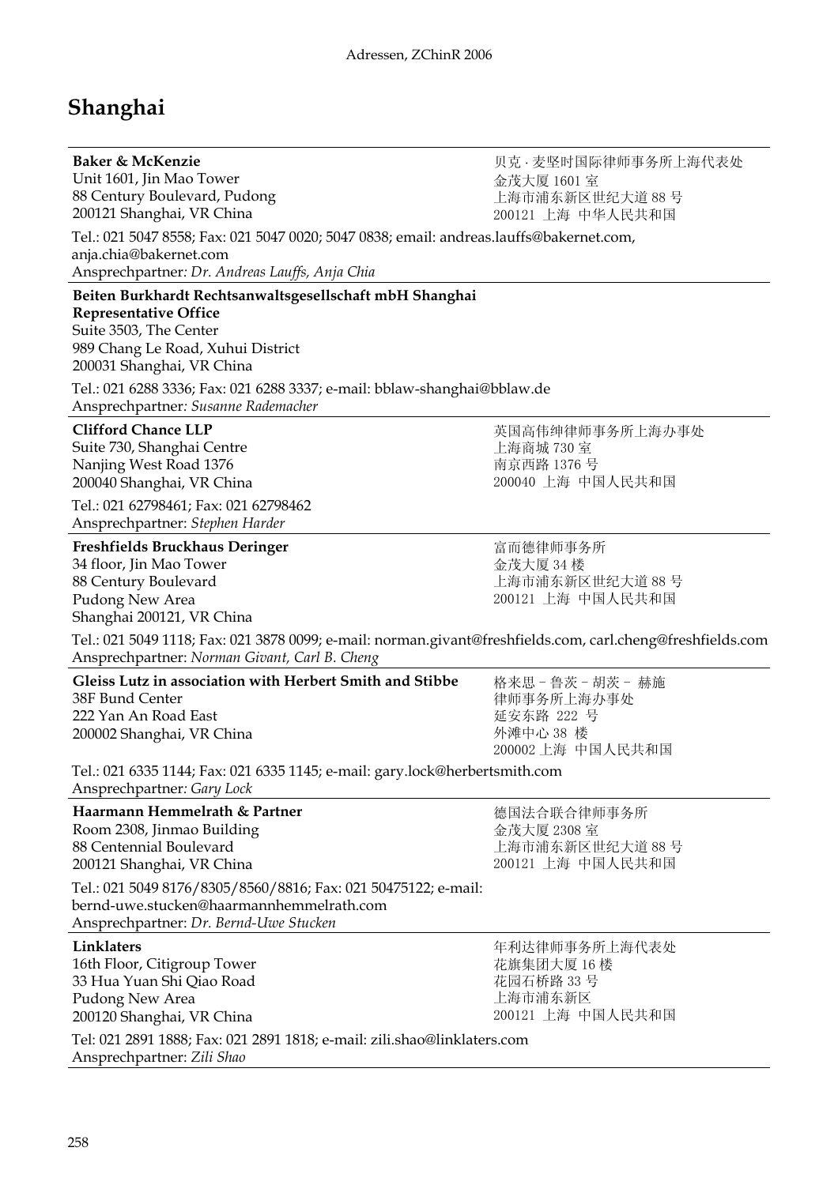# Shanghai

**Baker & McKenzie**
Unit 1601, Jin Mao Tower
88 Century Boulevard, Pudong
200121 Shanghai, VR China

贝克·麦坚时国际律师事务所上海代表处
金茂大厦 1601 室
上海市浦东新区世纪大道 88 号
200121 上海 中华人民共和国

Tel.: 021 5047 8558; Fax: 021 5047 0020; 5047 0838; email: andreas.lauffs@bakernet.com, anja.chia@bakernet.com
Ansprechpartner: *Dr. Andreas Lauffs, Anja Chia*

---

**Beiten Burkhardt Rechtsanwaltsgesellschaft mbH Shanghai Representative Office**
Suite 3503, The Center
989 Chang Le Road, Xuhui District
200031 Shanghai, VR China

Tel.: 021 6288 3336; Fax: 021 6288 3337; e-mail: bblaw-shanghai@bblaw.de
Ansprechpartner: *Susanne Rademacher*

---

**Clifford Chance LLP**
Suite 730, Shanghai Centre
Nanjing West Road 1376
200040 Shanghai, VR China

英国高伟绅律师事务所上海办事处
上海商城 730 室
南京西路 1376 号
200040 上海 中国人民共和国

Tel.: 021 62798461; Fax: 021 62798462
Ansprechpartner: *Stephen Harder*

---

**Freshfields Bruckhaus Deringer**
34 floor, Jin Mao Tower
88 Century Boulevard
Pudong New Area
Shanghai 200121, VR China

富而德律师事务所
金茂大厦 34 楼
上海市浦东新区世纪大道 88 号
200121 上海 中国人民共和国

Tel.: 021 5049 1118; Fax: 021 3878 0099; e-mail: norman.givant@freshfields.com, carl.cheng@freshfields.com
Ansprechpartner: *Norman Givant, Carl B. Cheng*

---

**Gleiss Lutz in association with Herbert Smith and Stibbe**
38F Bund Center
222 Yan An Road East
200002 Shanghai, VR China

格来思 – 鲁茨 – 胡茨 – 赫施
律师事务所上海办事处
延安东路 222 号
外滩中心 38 楼
200002 上海 中国人民共和国

Tel.: 021 6335 1144; Fax: 021 6335 1145; e-mail: gary.lock@herbertsmith.com
Ansprechpartner: *Gary Lock*

---

**Haarmann Hemmelrath & Partner**
Room 2308, Jinmao Building
88 Centennial Boulevard
200121 Shanghai, VR China

德国法合联合律师事务所
金茂大厦 2308 室
上海市浦东新区世纪大道 88 号
200121 上海 中国人民共和国

Tel.: 021 5049 8176/8305/8560/8816; Fax: 021 50475122; e-mail: bernd-uwe.stucken@haarmannhemmelrath.com
Ansprechpartner: *Dr. Bernd-Uwe Stucken*

---

**Linklaters**
16th Floor, Citigroup Tower
33 Hua Yuan Shi Qiao Road
Pudong New Area
200120 Shanghai, VR China

年利达律师事务所上海代表处
花旗集团大厦 16 楼
花园石桥路 33 号
上海市浦东新区
200121 上海 中国人民共和国

Tel: 021 2891 1888; Fax: 021 2891 1818; e-mail: zili.shao@linklaters.com
Ansprechpartner: *Zili Shao*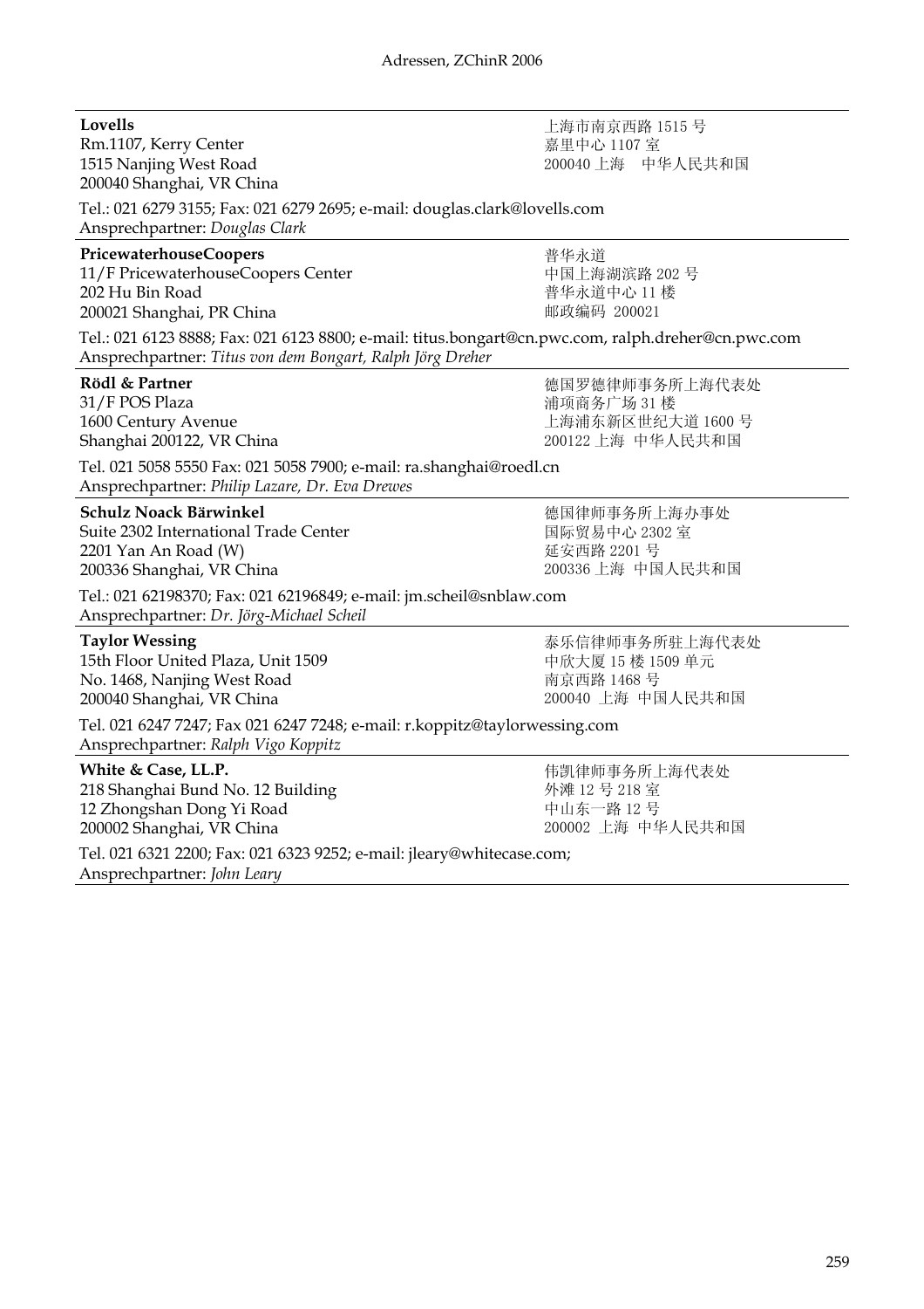**Lovells**
Rm.1107, Kerry Center
1515 Nanjing West Road
200040 Shanghai, VR China

上海市南京西路 1515 号
嘉里中心 1107 室
200040 上海　中华人民共和国

Tel.: 021 6279 3155; Fax: 021 6279 2695; e-mail: douglas.clark@lovells.com
Ansprechpartner: *Douglas Clark*

---

**PricewaterhouseCoopers**
11/F PricewaterhouseCoopers Center
202 Hu Bin Road
200021 Shanghai, PR China

普华永道
中国上海湖滨路 202 号
普华永道中心 11 楼
邮政编码 200021

Tel.: 021 6123 8888; Fax: 021 6123 8800; e-mail: titus.bongart@cn.pwc.com, ralph.dreher@cn.pwc.com
Ansprechpartner: *Titus von dem Bongart, Ralph Jörg Dreher*

---

**Rödl & Partner**
31/F POS Plaza
1600 Century Avenue
Shanghai 200122, VR China

德国罗德律师事务所上海代表处
浦项商务广场 31 楼
上海浦东新区世纪大道 1600 号
200122 上海 中华人民共和国

Tel. 021 5058 5550 Fax: 021 5058 7900; e-mail: ra.shanghai@roedl.cn
Ansprechpartner: *Philip Lazare, Dr. Eva Drewes*

---

**Schulz Noack Bärwinkel**
Suite 2302 International Trade Center
2201 Yan An Road (W)
200336 Shanghai, VR China

德国律师事务所上海办事处
国际贸易中心 2302 室
延安西路 2201 号
200336 上海 中国人民共和国

Tel.: 021 62198370; Fax: 021 62196849; e-mail: jm.scheil@snblaw.com
Ansprechpartner: *Dr. Jörg-Michael Scheil*

---

**Taylor Wessing**
15th Floor United Plaza, Unit 1509
No. 1468, Nanjing West Road
200040 Shanghai, VR China

泰乐信律师事务所驻上海代表处
中欣大厦 15 楼 1509 单元
南京西路 1468 号
200040 上海 中国人民共和国

Tel. 021 6247 7247; Fax 021 6247 7248; e-mail: r.koppitz@taylorwessing.com
Ansprechpartner: *Ralph Vigo Koppitz*

---

**White & Case, LL.P.**
218 Shanghai Bund No. 12 Building
12 Zhongshan Dong Yi Road
200002 Shanghai, VR China

伟凯律师事务所上海代表处
外滩 12 号 218 室
中山东一路 12 号
200002 上海 中华人民共和国

Tel. 021 6321 2200; Fax: 021 6323 9252; e-mail: jleary@whitecase.com;
Ansprechpartner: *John Leary*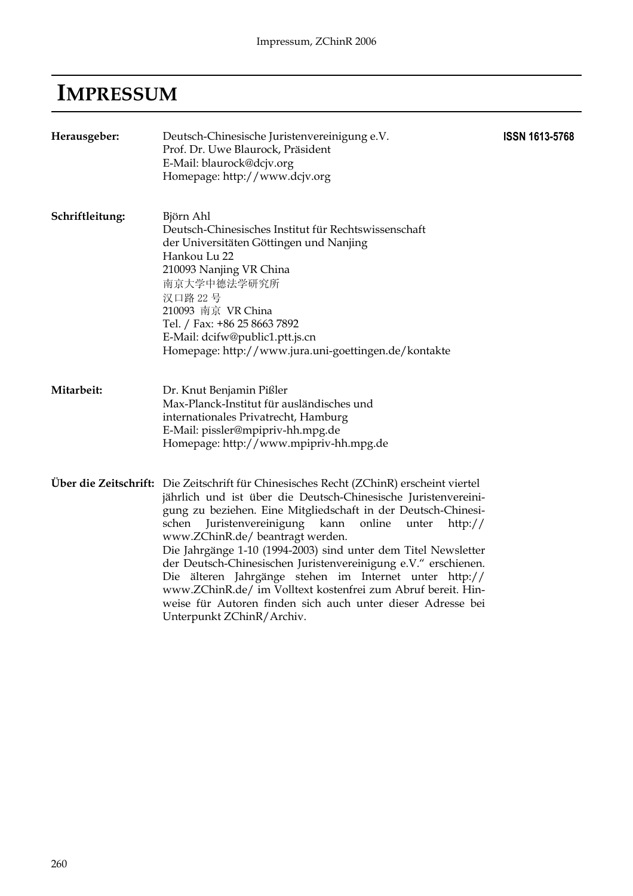# IMPRESSUM

**Herausgeber:** Deutsch-Chinesische Juristenvereinigung e.V.
Prof. Dr. Uwe Blaurock, Präsident
E-Mail: blaurock@dcjv.org
Homepage: http://www.dcjv.org

**ISSN 1613-5768**

**Schriftleitung:** Björn Ahl
Deutsch-Chinesisches Institut für Rechtswissenschaft
der Universitäten Göttingen und Nanjing
Hankou Lu 22
210093 Nanjing VR China
南京大学中德法学研究所
汉口路 22 号
210093 南京 VR China
Tel. / Fax: +86 25 8663 7892
E-Mail: dcifw@public1.ptt.js.cn
Homepage: http://www.jura.uni-goettingen.de/kontakte

**Mitarbeit:** Dr. Knut Benjamin Pißler
Max-Planck-Institut für ausländisches und
internationales Privatrecht, Hamburg
E-Mail: pissler@mpipriv-hh.mpg.de
Homepage: http://www.mpipriv-hh.mpg.de

**Über die Zeitschrift:** Die Zeitschrift für Chinesisches Recht (ZChinR) erscheint viertel jährlich und ist über die Deutsch-Chinesische Juristenvereinigung zu beziehen. Eine Mitgliedschaft in der Deutsch-Chinesischen Juristenvereinigung kann online unter http://www.ZChinR.de/ beantragt werden.
Die Jahrgänge 1-10 (1994-2003) sind unter dem Titel Newsletter der Deutsch-Chinesischen Juristenvereinigung e.V.“ erschienen. Die älteren Jahrgänge stehen im Internet unter http://www.ZChinR.de/ im Volltext kostenfrei zum Abruf bereit. Hinweise für Autoren finden sich auch unter dieser Adresse bei Unterpunkt ZChinR/Archiv.